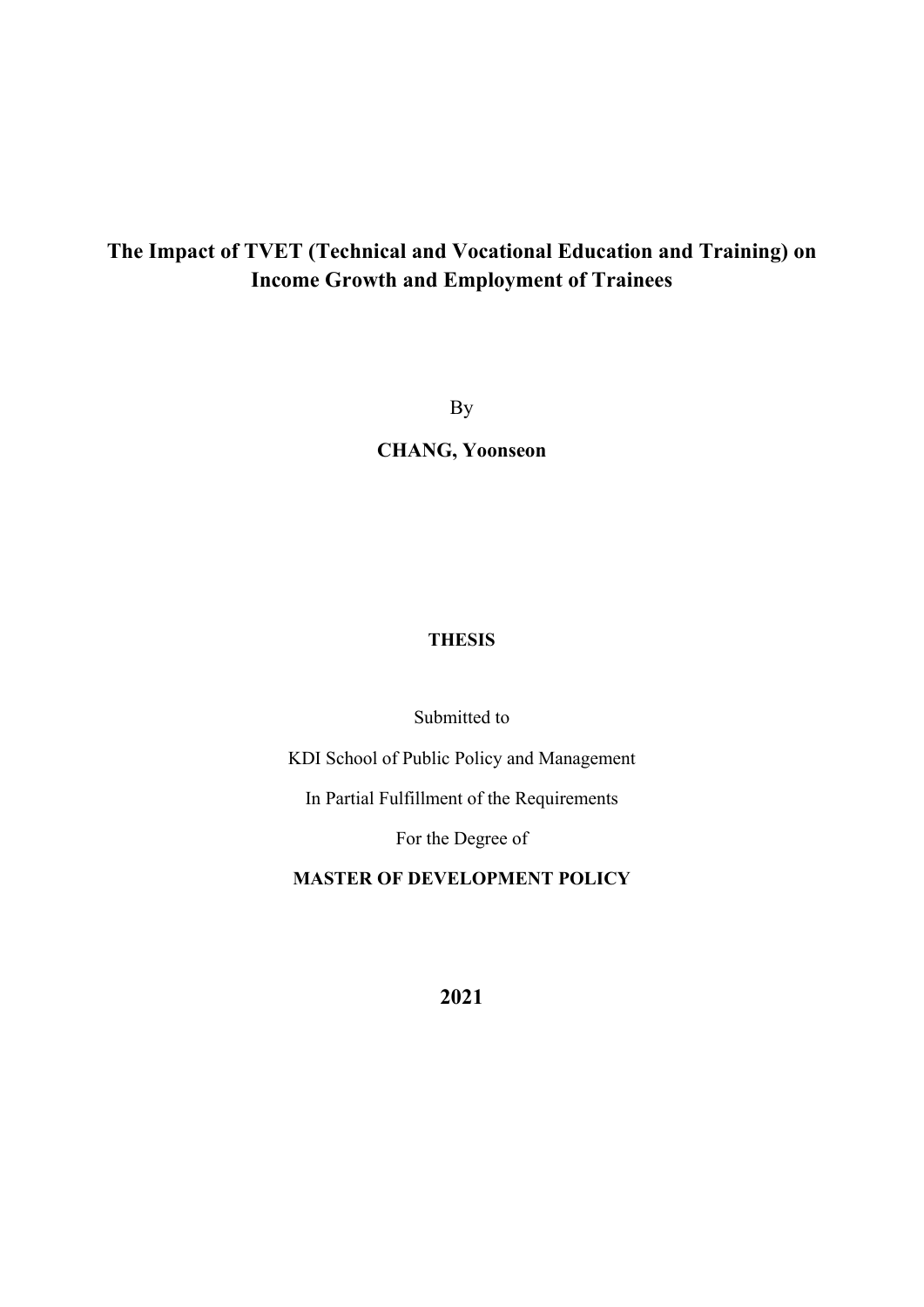# The Impact of TVET (Technical and Vocational Education and Training) on Income Growth and Employment of Trainees

By

**CHANG, Yoonseon**

**THESIS**

Submitted to

KDI School of Public Policy and Management

In Partial Fulfillment of the Requirements

For the Degree of

**MASTER OF DEVELOPMENT POLICY**

**2021**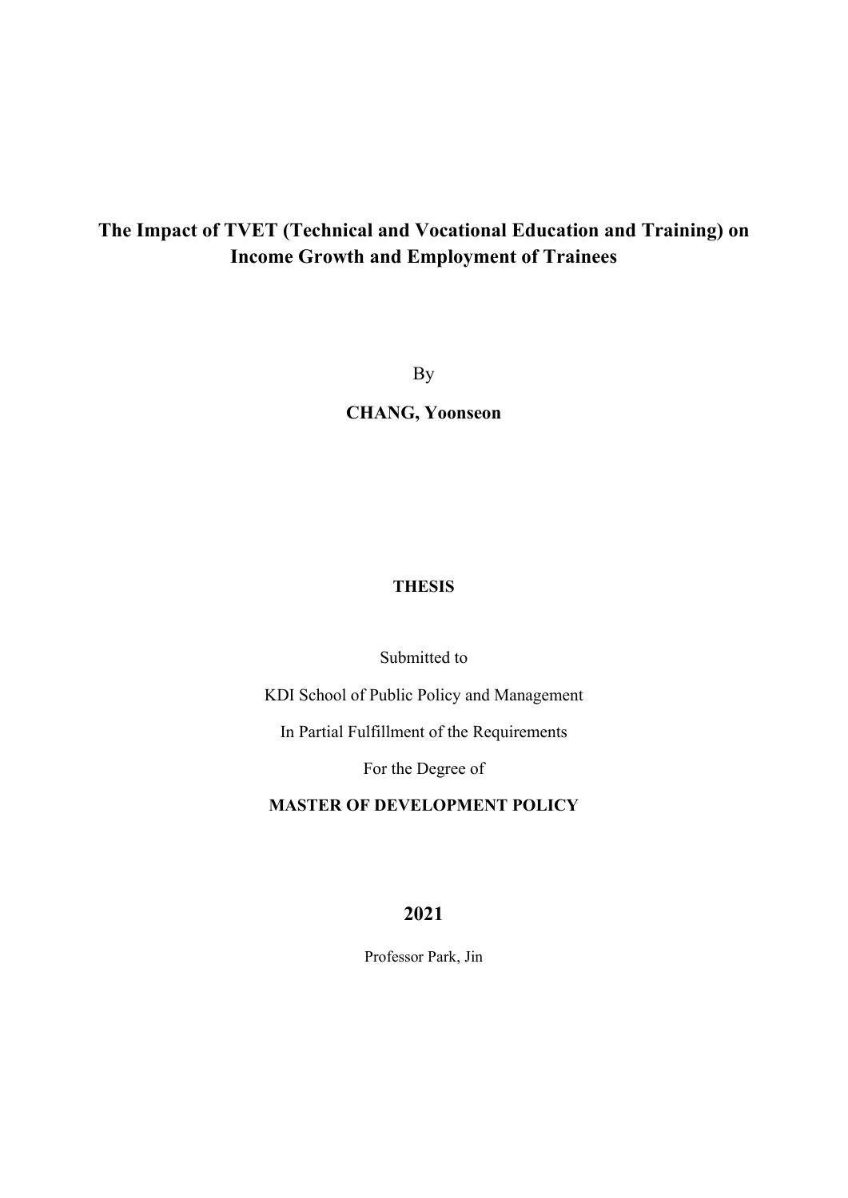# The Impact of TVET (Technical and Vocational Education and Training) on Income Growth and Employment of Trainees

By

**CHANG, Yoonseon**

**THESIS**

Submitted to

KDI School of Public Policy and Management

In Partial Fulfillment of the Requirements

For the Degree of

**MASTER OF DEVELOPMENT POLICY**

**2021**

Professor Park, Jin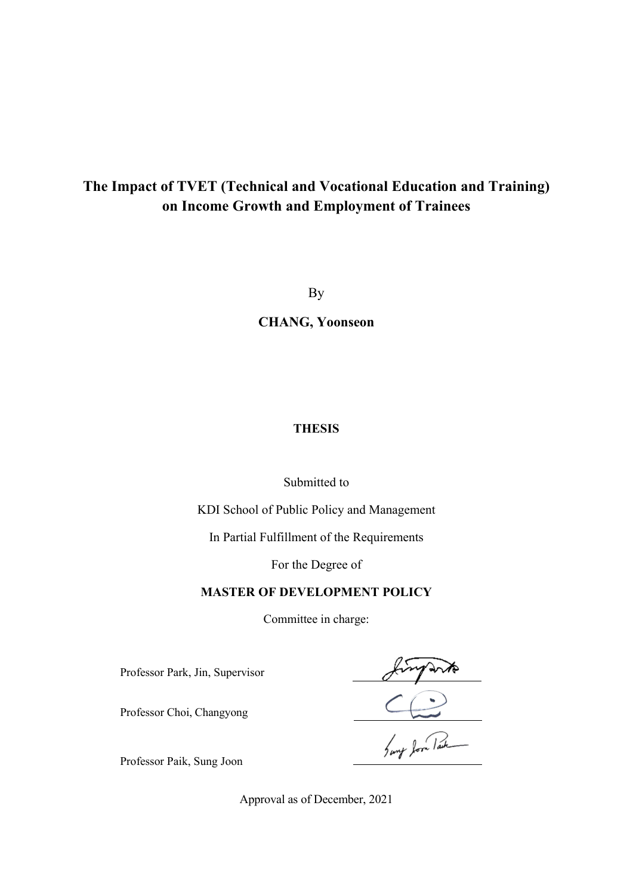# The Impact of TVET (Technical and Vocational Education and Training) on Income Growth and Employment of Trainees

By

**CHANG, Yoonseon**

**THESIS**

Submitted to

KDI School of Public Policy and Management

In Partial Fulfillment of the Requirements

For the Degree of

**MASTER OF DEVELOPMENT POLICY**

Committee in charge:

Professor Park, Jin, Supervisor

Professor Choi, Changyong

Professor Paik, Sung Joon

Approval as of December, 2021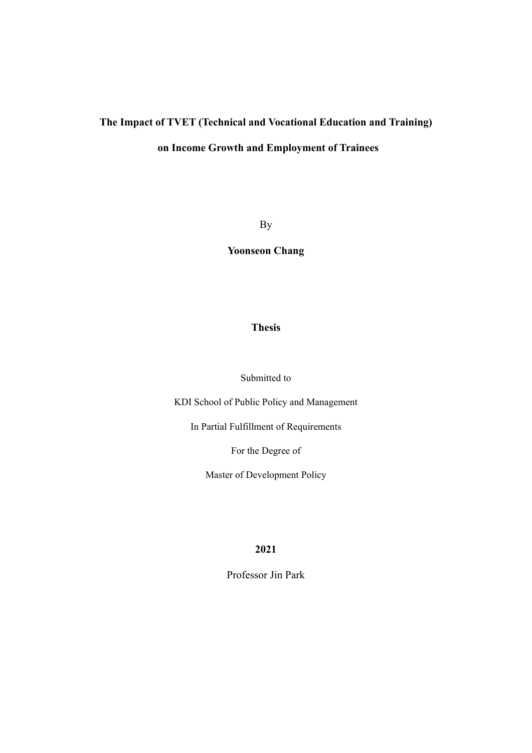**The Impact of TVET (Technical and Vocational Education and Training)**

**on Income Growth and Employment of Trainees**

By

**Yoonseon Chang**

**Thesis**

Submitted to

KDI School of Public Policy and Management

In Partial Fulfillment of Requirements

For the Degree of

Master of Development Policy

**2021**

Professor Jin Park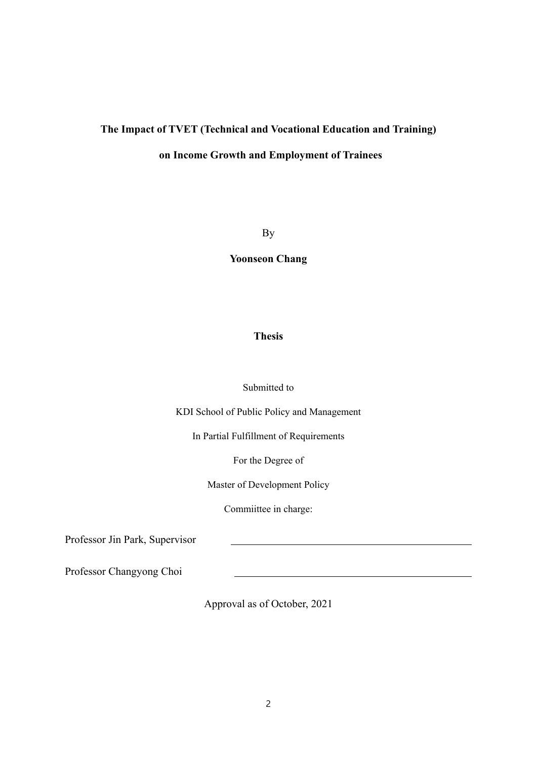**The Impact of TVET (Technical and Vocational Education and Training)**

**on Income Growth and Employment of Trainees**

By

**Yoonseon Chang**

**Thesis**

Submitted to

KDI School of Public Policy and Management

In Partial Fulfillment of Requirements

For the Degree of

Master of Development Policy

Commiittee in charge:

Professor Jin Park, Supervisor \_\_\_\_\_\_\_\_\_\_\_\_\_\_\_\_\_\_\_\_\_\_\_\_\_\_\_\_\_\_\_\_

Professor Changyong Choi \_\_\_\_\_\_\_\_\_\_\_\_\_\_\_\_\_\_\_\_\_\_\_\_\_\_\_\_\_\_\_\_

Approval as of October, 2021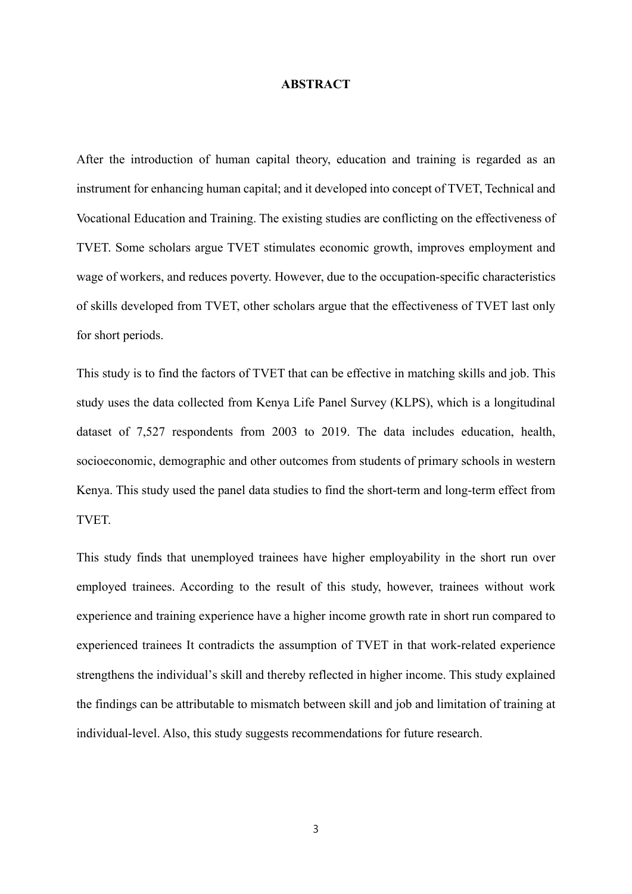# ABSTRACT

After the introduction of human capital theory, education and training is regarded as an instrument for enhancing human capital; and it developed into concept of TVET, Technical and Vocational Education and Training. The existing studies are conflicting on the effectiveness of TVET. Some scholars argue TVET stimulates economic growth, improves employment and wage of workers, and reduces poverty. However, due to the occupation-specific characteristics of skills developed from TVET, other scholars argue that the effectiveness of TVET last only for short periods.

This study is to find the factors of TVET that can be effective in matching skills and job. This study uses the data collected from Kenya Life Panel Survey (KLPS), which is a longitudinal dataset of 7,527 respondents from 2003 to 2019. The data includes education, health, socioeconomic, demographic and other outcomes from students of primary schools in western Kenya. This study used the panel data studies to find the short-term and long-term effect from TVET.

This study finds that unemployed trainees have higher employability in the short run over employed trainees. According to the result of this study, however, trainees without work experience and training experience have a higher income growth rate in short run compared to experienced trainees It contradicts the assumption of TVET in that work-related experience strengthens the individual's skill and thereby reflected in higher income. This study explained the findings can be attributable to mismatch between skill and job and limitation of training at individual-level. Also, this study suggests recommendations for future research.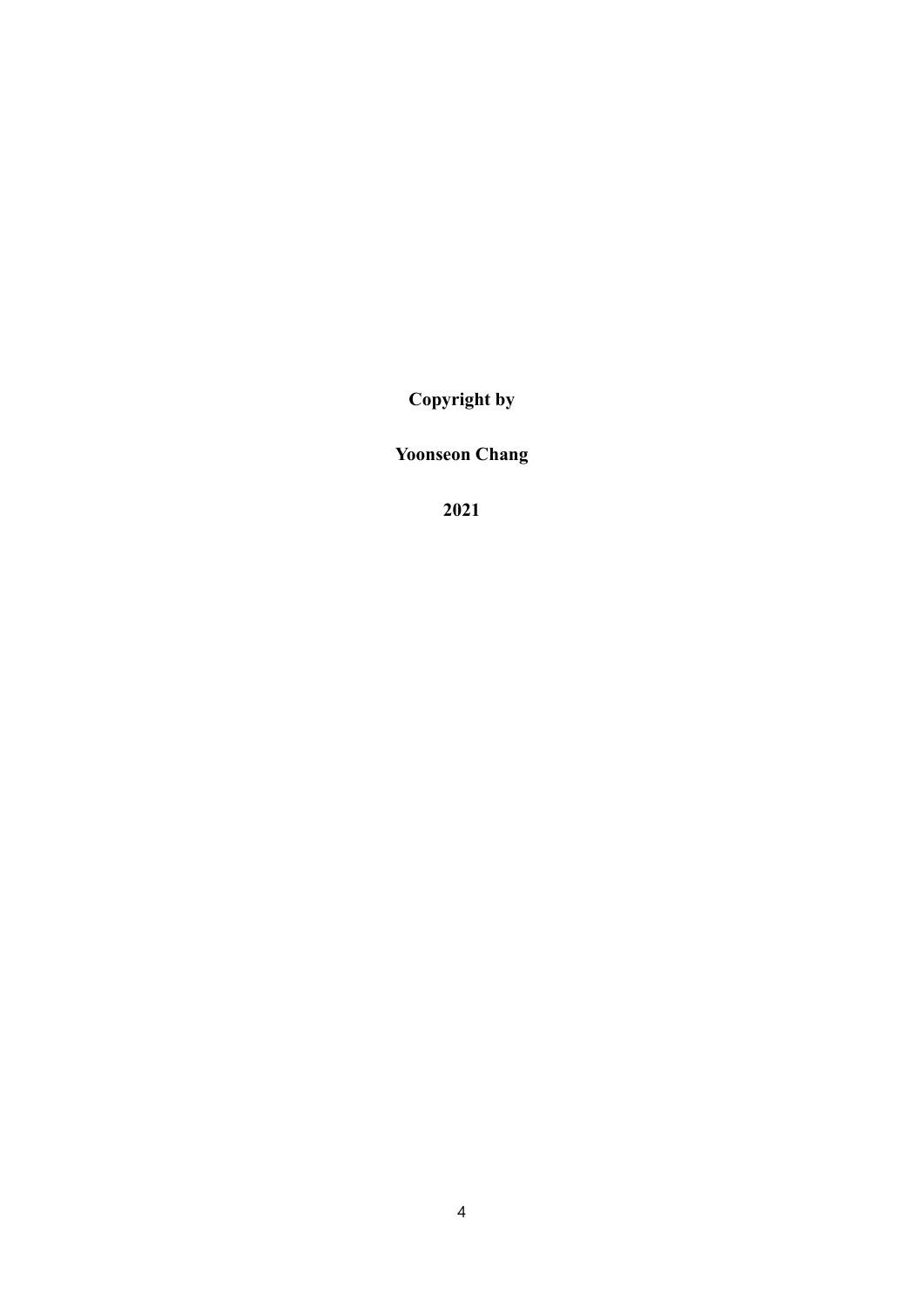**Copyright by**

**Yoonseon Chang**

**2021**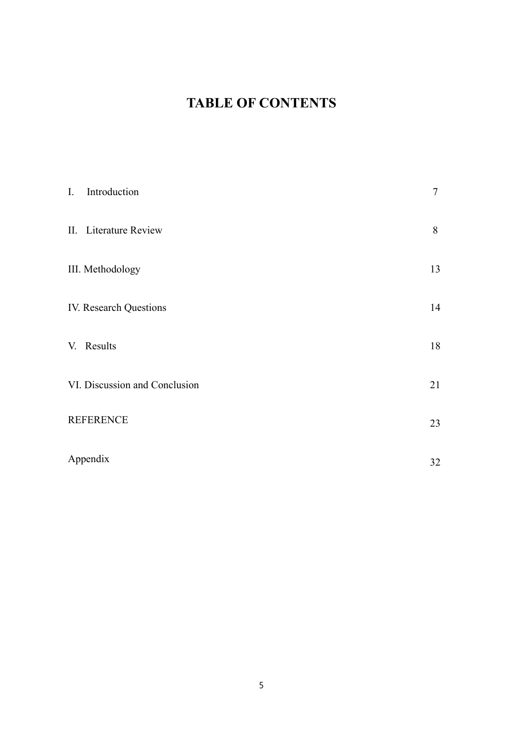# TABLE OF CONTENTS

| | |
|---|---|
| I. Introduction | 7 |
| II. Literature Review | 8 |
| III. Methodology | 13 |
| IV. Research Questions | 14 |
| V. Results | 18 |
| VI. Discussion and Conclusion | 21 |
| REFERENCE | 23 |
| Appendix | 32 |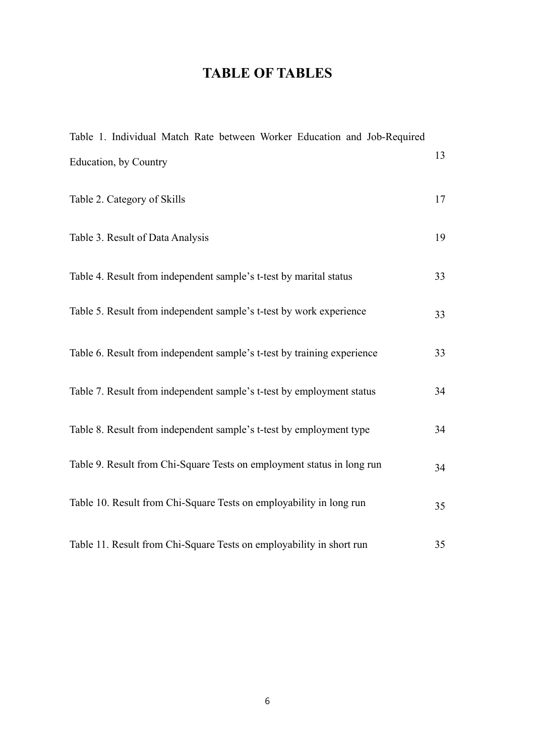# TABLE OF TABLES

| | |
|---|---|
| Table 1. Individual Match Rate between Worker Education and Job-Required Education, by Country | 13 |
| Table 2. Category of Skills | 17 |
| Table 3. Result of Data Analysis | 19 |
| Table 4. Result from independent sample's t-test by marital status | 33 |
| Table 5. Result from independent sample's t-test by work experience | 33 |
| Table 6. Result from independent sample's t-test by training experience | 33 |
| Table 7. Result from independent sample's t-test by employment status | 34 |
| Table 8. Result from independent sample's t-test by employment type | 34 |
| Table 9. Result from Chi-Square Tests on employment status in long run | 34 |
| Table 10. Result from Chi-Square Tests on employability in long run | 35 |
| Table 11. Result from Chi-Square Tests on employability in short run | 35 |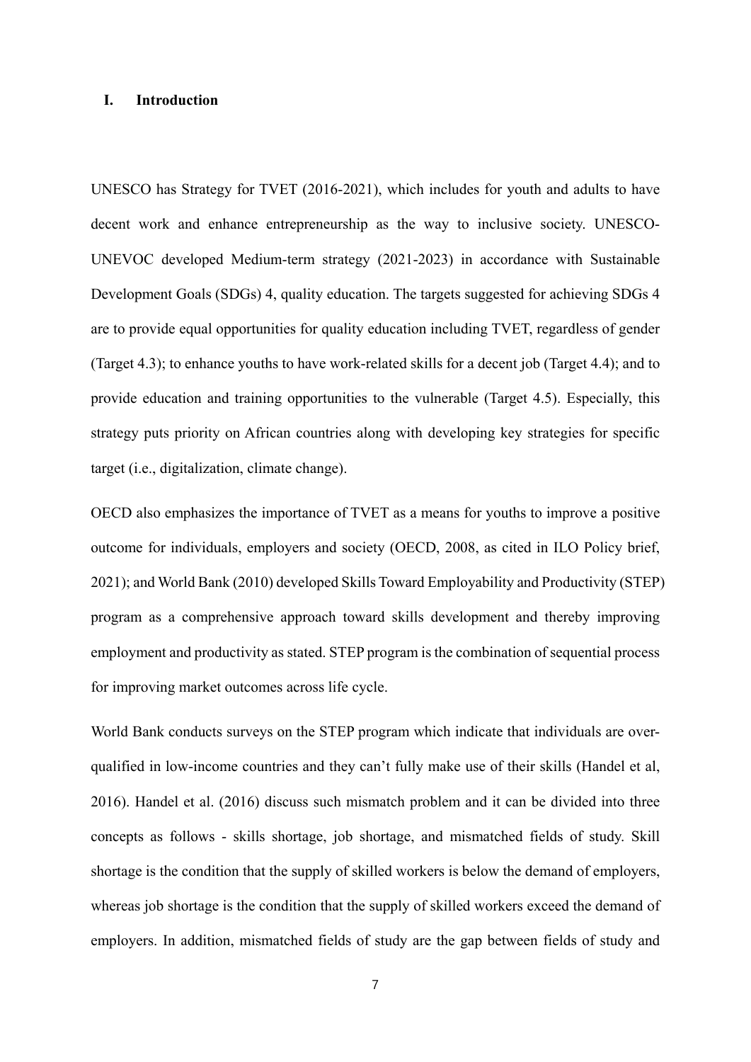# I. Introduction

UNESCO has Strategy for TVET (2016-2021), which includes for youth and adults to have decent work and enhance entrepreneurship as the way to inclusive society. UNESCO-UNEVOC developed Medium-term strategy (2021-2023) in accordance with Sustainable Development Goals (SDGs) 4, quality education. The targets suggested for achieving SDGs 4 are to provide equal opportunities for quality education including TVET, regardless of gender (Target 4.3); to enhance youths to have work-related skills for a decent job (Target 4.4); and to provide education and training opportunities to the vulnerable (Target 4.5). Especially, this strategy puts priority on African countries along with developing key strategies for specific target (i.e., digitalization, climate change).

OECD also emphasizes the importance of TVET as a means for youths to improve a positive outcome for individuals, employers and society (OECD, 2008, as cited in ILO Policy brief, 2021); and World Bank (2010) developed Skills Toward Employability and Productivity (STEP) program as a comprehensive approach toward skills development and thereby improving employment and productivity as stated. STEP program is the combination of sequential process for improving market outcomes across life cycle.

World Bank conducts surveys on the STEP program which indicate that individuals are over-qualified in low-income countries and they can't fully make use of their skills (Handel et al, 2016). Handel et al. (2016) discuss such mismatch problem and it can be divided into three concepts as follows - skills shortage, job shortage, and mismatched fields of study. Skill shortage is the condition that the supply of skilled workers is below the demand of employers, whereas job shortage is the condition that the supply of skilled workers exceed the demand of employers. In addition, mismatched fields of study are the gap between fields of study and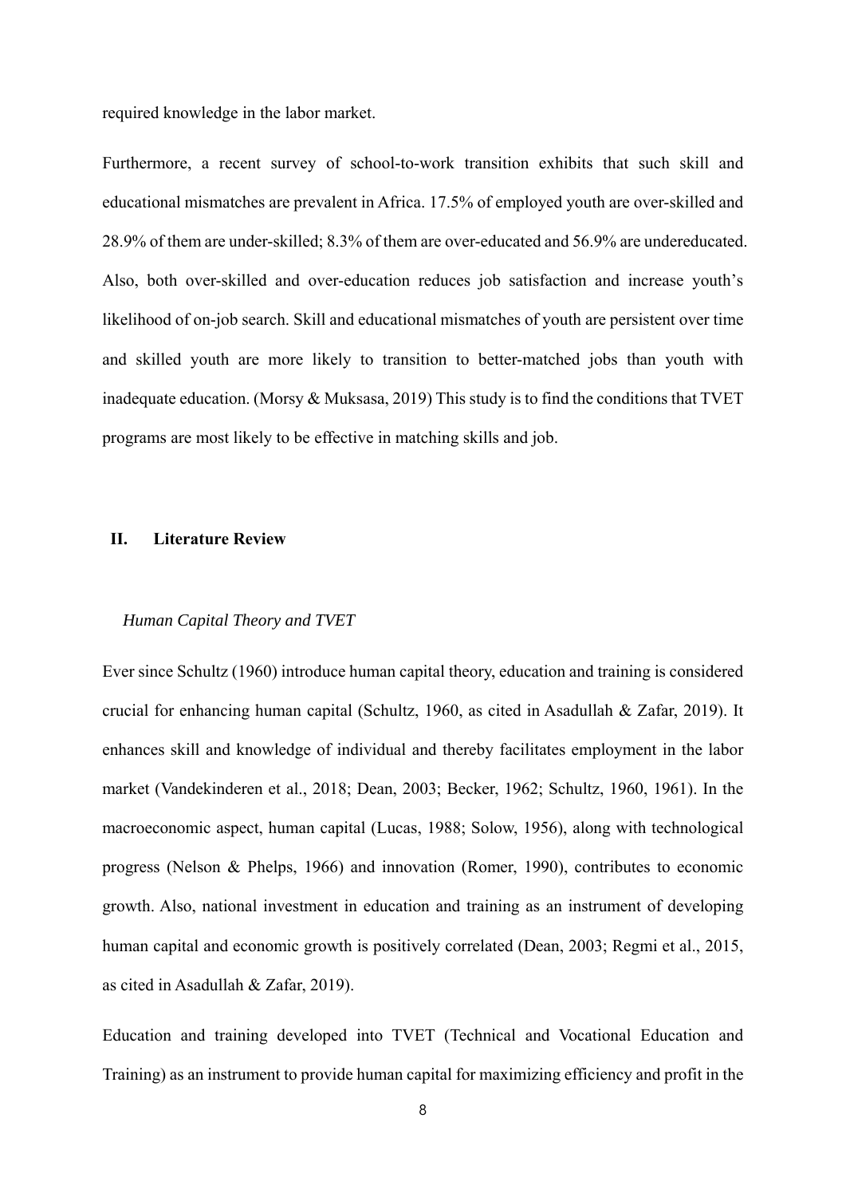required knowledge in the labor market.

Furthermore, a recent survey of school-to-work transition exhibits that such skill and educational mismatches are prevalent in Africa. 17.5% of employed youth are over-skilled and 28.9% of them are under-skilled; 8.3% of them are over-educated and 56.9% are undereducated. Also, both over-skilled and over-education reduces job satisfaction and increase youth's likelihood of on-job search. Skill and educational mismatches of youth are persistent over time and skilled youth are more likely to transition to better-matched jobs than youth with inadequate education. (Morsy & Muksasa, 2019) This study is to find the conditions that TVET programs are most likely to be effective in matching skills and job.

## II. Literature Review

### *Human Capital Theory and TVET*

Ever since Schultz (1960) introduce human capital theory, education and training is considered crucial for enhancing human capital (Schultz, 1960, as cited in Asadullah & Zafar, 2019). It enhances skill and knowledge of individual and thereby facilitates employment in the labor market (Vandekinderen et al., 2018; Dean, 2003; Becker, 1962; Schultz, 1960, 1961). In the macroeconomic aspect, human capital (Lucas, 1988; Solow, 1956), along with technological progress (Nelson & Phelps, 1966) and innovation (Romer, 1990), contributes to economic growth. Also, national investment in education and training as an instrument of developing human capital and economic growth is positively correlated (Dean, 2003; Regmi et al., 2015, as cited in Asadullah & Zafar, 2019).

Education and training developed into TVET (Technical and Vocational Education and Training) as an instrument to provide human capital for maximizing efficiency and profit in the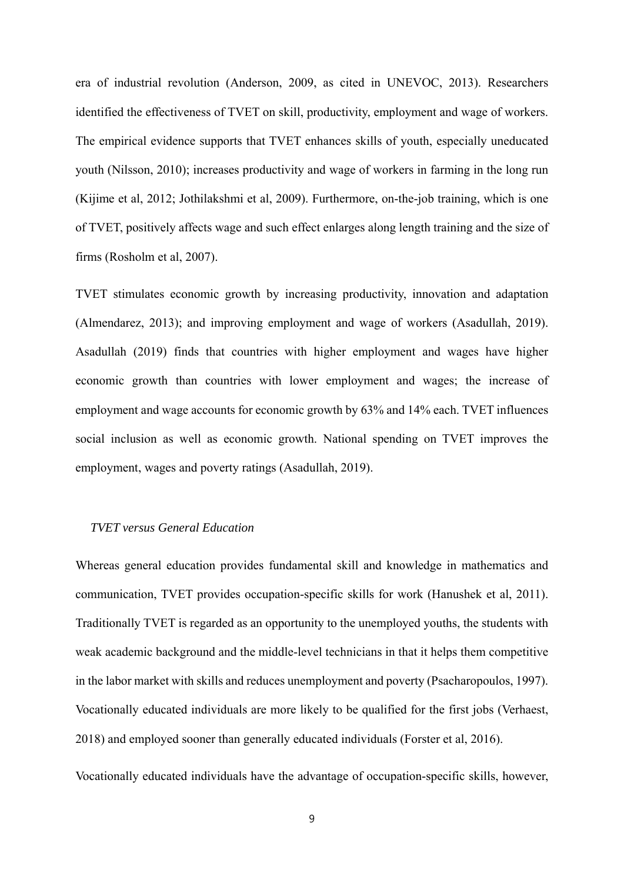era of industrial revolution (Anderson, 2009, as cited in UNEVOC, 2013). Researchers identified the effectiveness of TVET on skill, productivity, employment and wage of workers. The empirical evidence supports that TVET enhances skills of youth, especially uneducated youth (Nilsson, 2010); increases productivity and wage of workers in farming in the long run (Kijime et al, 2012; Jothilakshmi et al, 2009). Furthermore, on-the-job training, which is one of TVET, positively affects wage and such effect enlarges along length training and the size of firms (Rosholm et al, 2007).

TVET stimulates economic growth by increasing productivity, innovation and adaptation (Almendarez, 2013); and improving employment and wage of workers (Asadullah, 2019). Asadullah (2019) finds that countries with higher employment and wages have higher economic growth than countries with lower employment and wages; the increase of employment and wage accounts for economic growth by 63% and 14% each. TVET influences social inclusion as well as economic growth. National spending on TVET improves the employment, wages and poverty ratings (Asadullah, 2019).

### *TVET versus General Education*

Whereas general education provides fundamental skill and knowledge in mathematics and communication, TVET provides occupation-specific skills for work (Hanushek et al, 2011). Traditionally TVET is regarded as an opportunity to the unemployed youths, the students with weak academic background and the middle-level technicians in that it helps them competitive in the labor market with skills and reduces unemployment and poverty (Psacharopoulos, 1997). Vocationally educated individuals are more likely to be qualified for the first jobs (Verhaest, 2018) and employed sooner than generally educated individuals (Forster et al, 2016).

Vocationally educated individuals have the advantage of occupation-specific skills, however,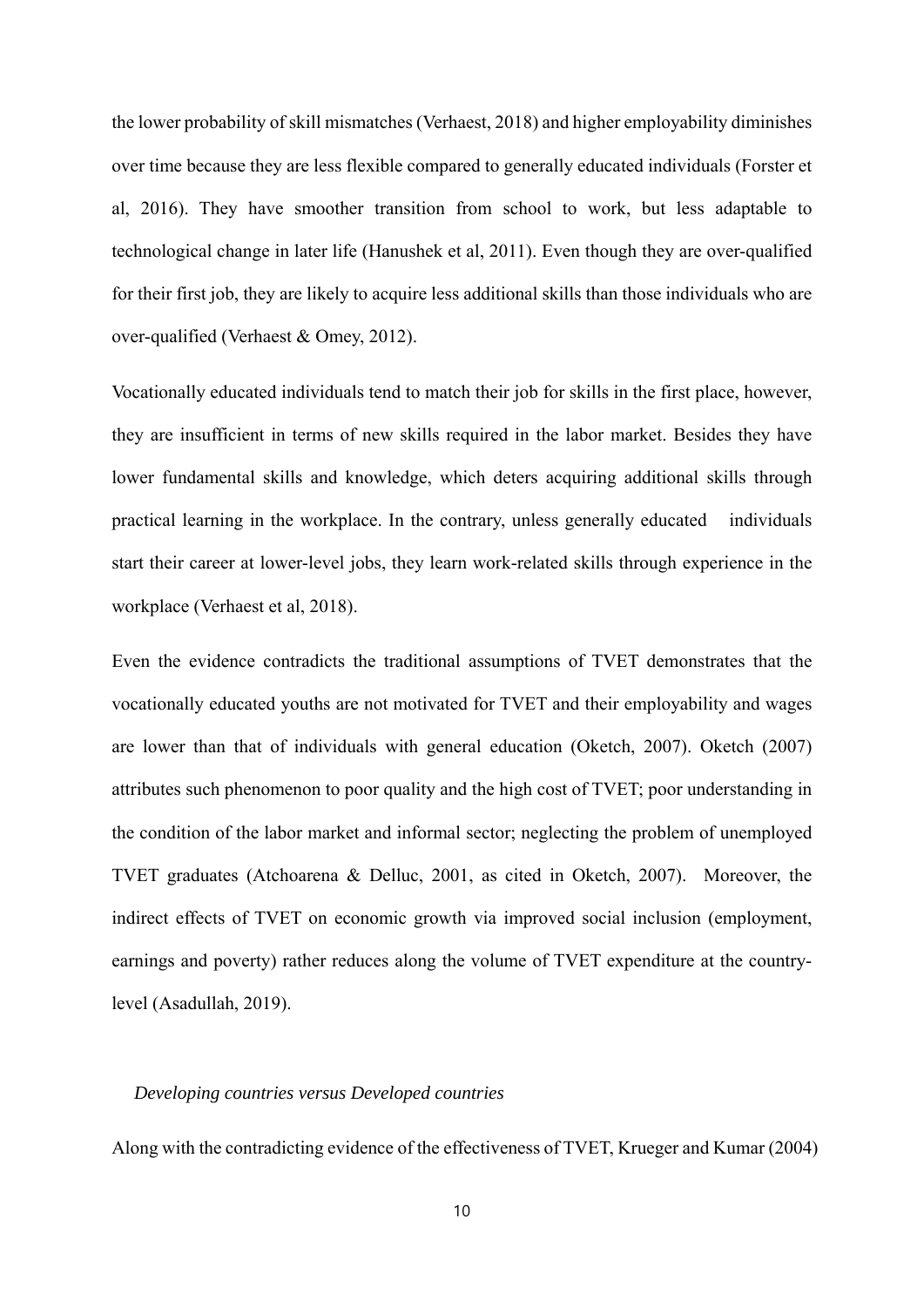the lower probability of skill mismatches (Verhaest, 2018) and higher employability diminishes over time because they are less flexible compared to generally educated individuals (Forster et al, 2016). They have smoother transition from school to work, but less adaptable to technological change in later life (Hanushek et al, 2011). Even though they are over-qualified for their first job, they are likely to acquire less additional skills than those individuals who are over-qualified (Verhaest & Omey, 2012).

Vocationally educated individuals tend to match their job for skills in the first place, however, they are insufficient in terms of new skills required in the labor market. Besides they have lower fundamental skills and knowledge, which deters acquiring additional skills through practical learning in the workplace. In the contrary, unless generally educated individuals start their career at lower-level jobs, they learn work-related skills through experience in the workplace (Verhaest et al, 2018).

Even the evidence contradicts the traditional assumptions of TVET demonstrates that the vocationally educated youths are not motivated for TVET and their employability and wages are lower than that of individuals with general education (Oketch, 2007). Oketch (2007) attributes such phenomenon to poor quality and the high cost of TVET; poor understanding in the condition of the labor market and informal sector; neglecting the problem of unemployed TVET graduates (Atchoarena & Delluc, 2001, as cited in Oketch, 2007). Moreover, the indirect effects of TVET on economic growth via improved social inclusion (employment, earnings and poverty) rather reduces along the volume of TVET expenditure at the country-level (Asadullah, 2019).

*Developing countries versus Developed countries*

Along with the contradicting evidence of the effectiveness of TVET, Krueger and Kumar (2004)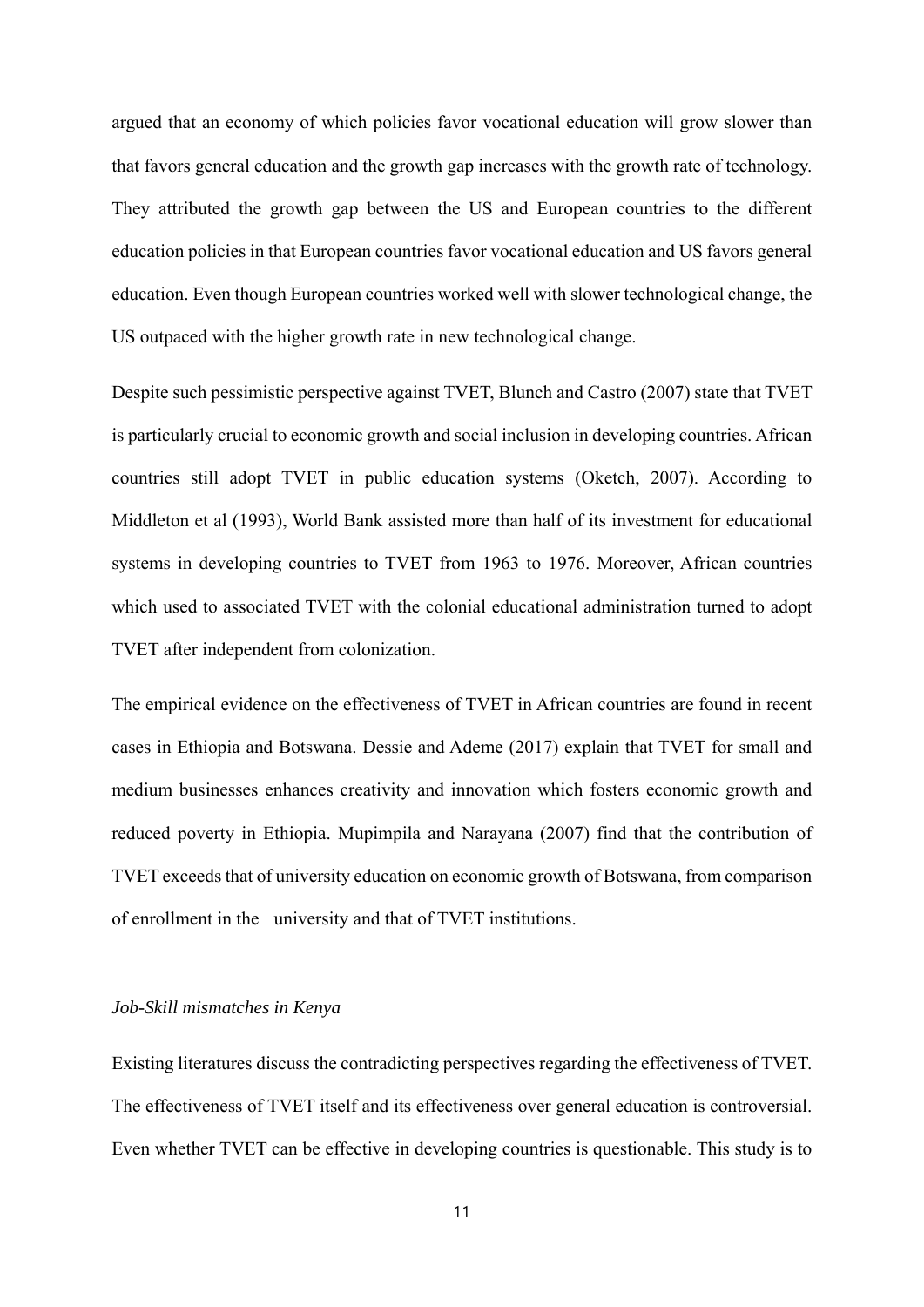argued that an economy of which policies favor vocational education will grow slower than that favors general education and the growth gap increases with the growth rate of technology. They attributed the growth gap between the US and European countries to the different education policies in that European countries favor vocational education and US favors general education. Even though European countries worked well with slower technological change, the US outpaced with the higher growth rate in new technological change.

Despite such pessimistic perspective against TVET, Blunch and Castro (2007) state that TVET is particularly crucial to economic growth and social inclusion in developing countries. African countries still adopt TVET in public education systems (Oketch, 2007). According to Middleton et al (1993), World Bank assisted more than half of its investment for educational systems in developing countries to TVET from 1963 to 1976. Moreover, African countries which used to associated TVET with the colonial educational administration turned to adopt TVET after independent from colonization.

The empirical evidence on the effectiveness of TVET in African countries are found in recent cases in Ethiopia and Botswana. Dessie and Ademe (2017) explain that TVET for small and medium businesses enhances creativity and innovation which fosters economic growth and reduced poverty in Ethiopia. Mupimpila and Narayana (2007) find that the contribution of TVET exceeds that of university education on economic growth of Botswana, from comparison of enrollment in the university and that of TVET institutions.

*Job-Skill mismatches in Kenya*

Existing literatures discuss the contradicting perspectives regarding the effectiveness of TVET. The effectiveness of TVET itself and its effectiveness over general education is controversial. Even whether TVET can be effective in developing countries is questionable. This study is to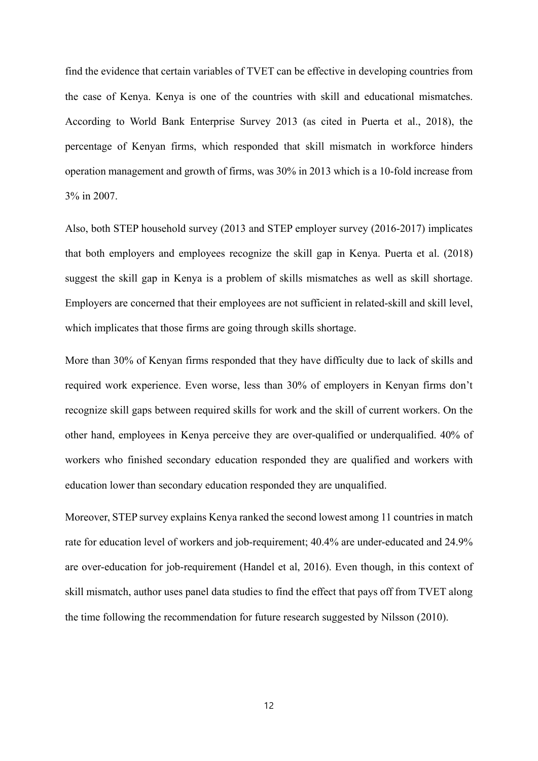find the evidence that certain variables of TVET can be effective in developing countries from the case of Kenya. Kenya is one of the countries with skill and educational mismatches. According to World Bank Enterprise Survey 2013 (as cited in Puerta et al., 2018), the percentage of Kenyan firms, which responded that skill mismatch in workforce hinders operation management and growth of firms, was 30% in 2013 which is a 10-fold increase from 3% in 2007.

Also, both STEP household survey (2013 and STEP employer survey (2016-2017) implicates that both employers and employees recognize the skill gap in Kenya. Puerta et al. (2018) suggest the skill gap in Kenya is a problem of skills mismatches as well as skill shortage. Employers are concerned that their employees are not sufficient in related-skill and skill level, which implicates that those firms are going through skills shortage.

More than 30% of Kenyan firms responded that they have difficulty due to lack of skills and required work experience. Even worse, less than 30% of employers in Kenyan firms don't recognize skill gaps between required skills for work and the skill of current workers. On the other hand, employees in Kenya perceive they are over-qualified or underqualified. 40% of workers who finished secondary education responded they are qualified and workers with education lower than secondary education responded they are unqualified.

Moreover, STEP survey explains Kenya ranked the second lowest among 11 countries in match rate for education level of workers and job-requirement; 40.4% are under-educated and 24.9% are over-education for job-requirement (Handel et al, 2016). Even though, in this context of skill mismatch, author uses panel data studies to find the effect that pays off from TVET along the time following the recommendation for future research suggested by Nilsson (2010).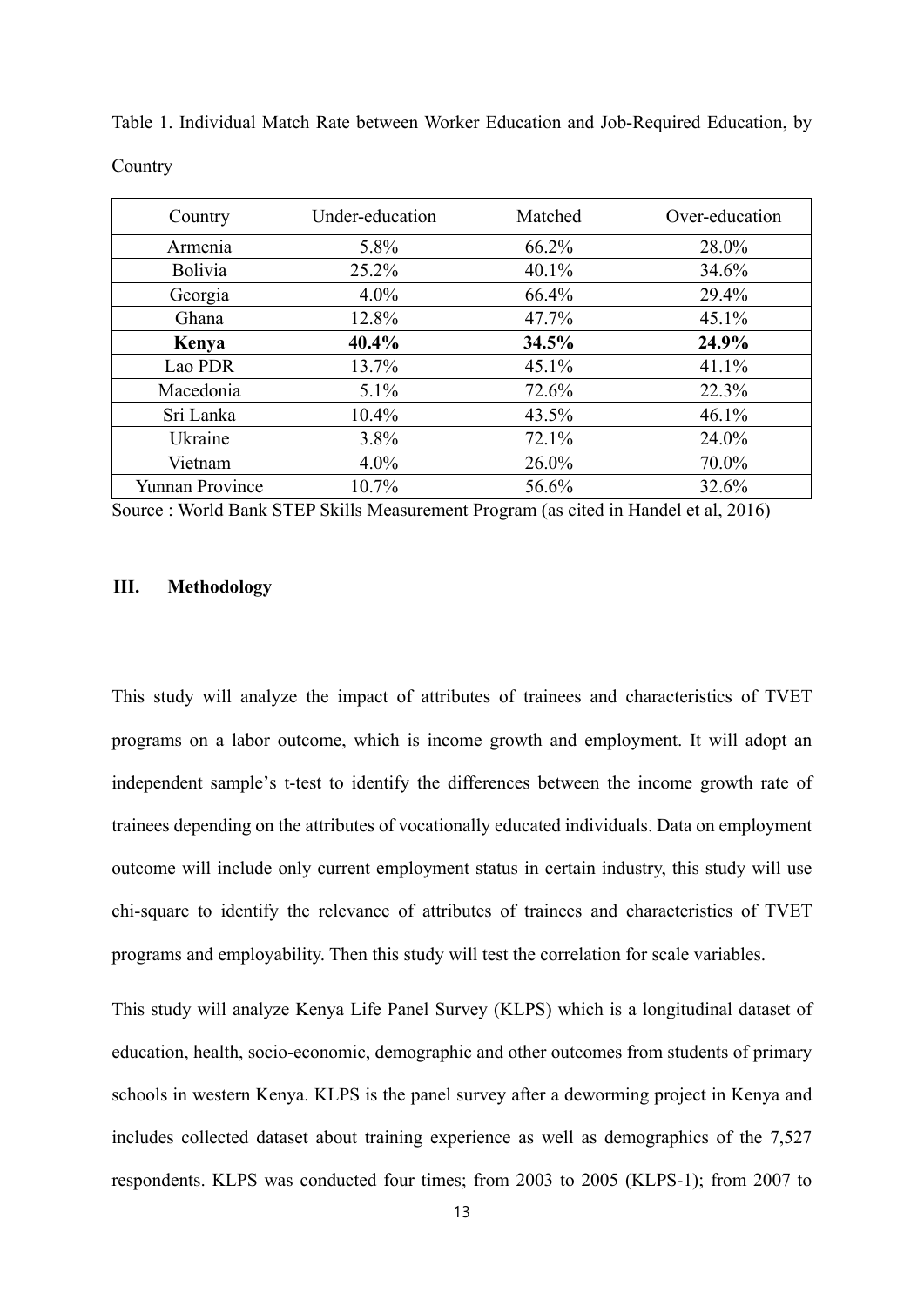Table 1. Individual Match Rate between Worker Education and Job-Required Education, by Country

| Country | Under-education | Matched | Over-education |
|---|---|---|---|
| Armenia | 5.8% | 66.2% | 28.0% |
| Bolivia | 25.2% | 40.1% | 34.6% |
| Georgia | 4.0% | 66.4% | 29.4% |
| Ghana | 12.8% | 47.7% | 45.1% |
| **Kenya** | **40.4%** | **34.5%** | **24.9%** |
| Lao PDR | 13.7% | 45.1% | 41.1% |
| Macedonia | 5.1% | 72.6% | 22.3% |
| Sri Lanka | 10.4% | 43.5% | 46.1% |
| Ukraine | 3.8% | 72.1% | 24.0% |
| Vietnam | 4.0% | 26.0% | 70.0% |
| Yunnan Province | 10.7% | 56.6% | 32.6% |

Source : World Bank STEP Skills Measurement Program (as cited in Handel et al, 2016)

## III. Methodology

This study will analyze the impact of attributes of trainees and characteristics of TVET programs on a labor outcome, which is income growth and employment. It will adopt an independent sample's t-test to identify the differences between the income growth rate of trainees depending on the attributes of vocationally educated individuals. Data on employment outcome will include only current employment status in certain industry, this study will use chi-square to identify the relevance of attributes of trainees and characteristics of TVET programs and employability. Then this study will test the correlation for scale variables.

This study will analyze Kenya Life Panel Survey (KLPS) which is a longitudinal dataset of education, health, socio-economic, demographic and other outcomes from students of primary schools in western Kenya. KLPS is the panel survey after a deworming project in Kenya and includes collected dataset about training experience as well as demographics of the 7,527 respondents. KLPS was conducted four times; from 2003 to 2005 (KLPS-1); from 2007 to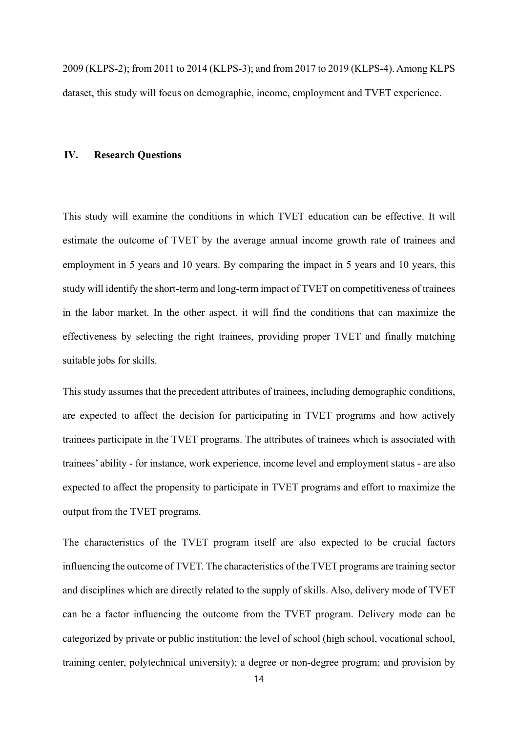2009 (KLPS-2); from 2011 to 2014 (KLPS-3); and from 2017 to 2019 (KLPS-4). Among KLPS dataset, this study will focus on demographic, income, employment and TVET experience.

## IV. Research Questions

This study will examine the conditions in which TVET education can be effective. It will estimate the outcome of TVET by the average annual income growth rate of trainees and employment in 5 years and 10 years. By comparing the impact in 5 years and 10 years, this study will identify the short-term and long-term impact of TVET on competitiveness of trainees in the labor market. In the other aspect, it will find the conditions that can maximize the effectiveness by selecting the right trainees, providing proper TVET and finally matching suitable jobs for skills.

This study assumes that the precedent attributes of trainees, including demographic conditions, are expected to affect the decision for participating in TVET programs and how actively trainees participate in the TVET programs. The attributes of trainees which is associated with trainees' ability - for instance, work experience, income level and employment status - are also expected to affect the propensity to participate in TVET programs and effort to maximize the output from the TVET programs.

The characteristics of the TVET program itself are also expected to be crucial factors influencing the outcome of TVET. The characteristics of the TVET programs are training sector and disciplines which are directly related to the supply of skills. Also, delivery mode of TVET can be a factor influencing the outcome from the TVET program. Delivery mode can be categorized by private or public institution; the level of school (high school, vocational school, training center, polytechnical university); a degree or non-degree program; and provision by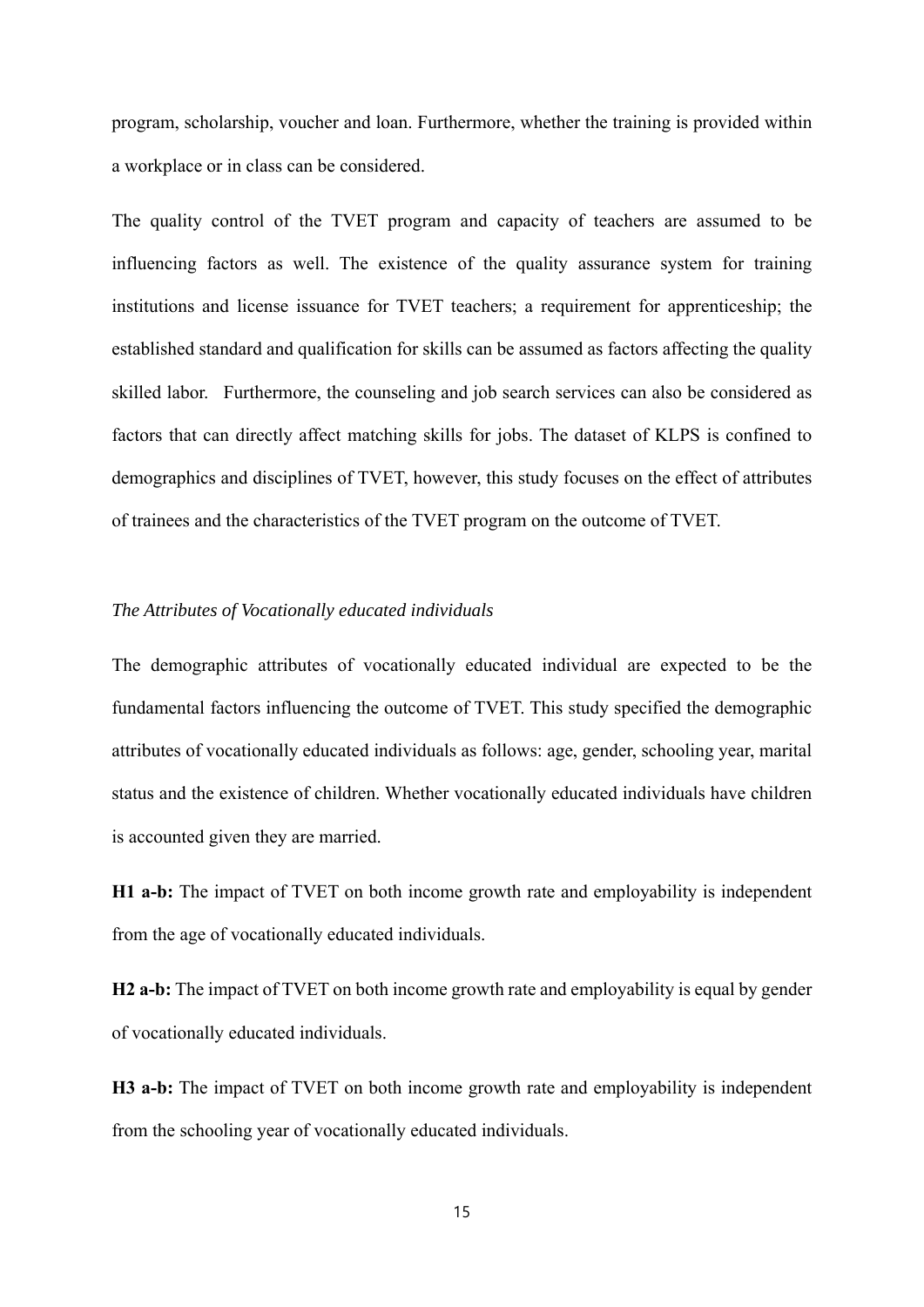program, scholarship, voucher and loan. Furthermore, whether the training is provided within a workplace or in class can be considered.

The quality control of the TVET program and capacity of teachers are assumed to be influencing factors as well. The existence of the quality assurance system for training institutions and license issuance for TVET teachers; a requirement for apprenticeship; the established standard and qualification for skills can be assumed as factors affecting the quality skilled labor. Furthermore, the counseling and job search services can also be considered as factors that can directly affect matching skills for jobs. The dataset of KLPS is confined to demographics and disciplines of TVET, however, this study focuses on the effect of attributes of trainees and the characteristics of the TVET program on the outcome of TVET.

*The Attributes of Vocationally educated individuals*

The demographic attributes of vocationally educated individual are expected to be the fundamental factors influencing the outcome of TVET. This study specified the demographic attributes of vocationally educated individuals as follows: age, gender, schooling year, marital status and the existence of children. Whether vocationally educated individuals have children is accounted given they are married.

**H1 a-b:** The impact of TVET on both income growth rate and employability is independent from the age of vocationally educated individuals.

**H2 a-b:** The impact of TVET on both income growth rate and employability is equal by gender of vocationally educated individuals.

**H3 a-b:** The impact of TVET on both income growth rate and employability is independent from the schooling year of vocationally educated individuals.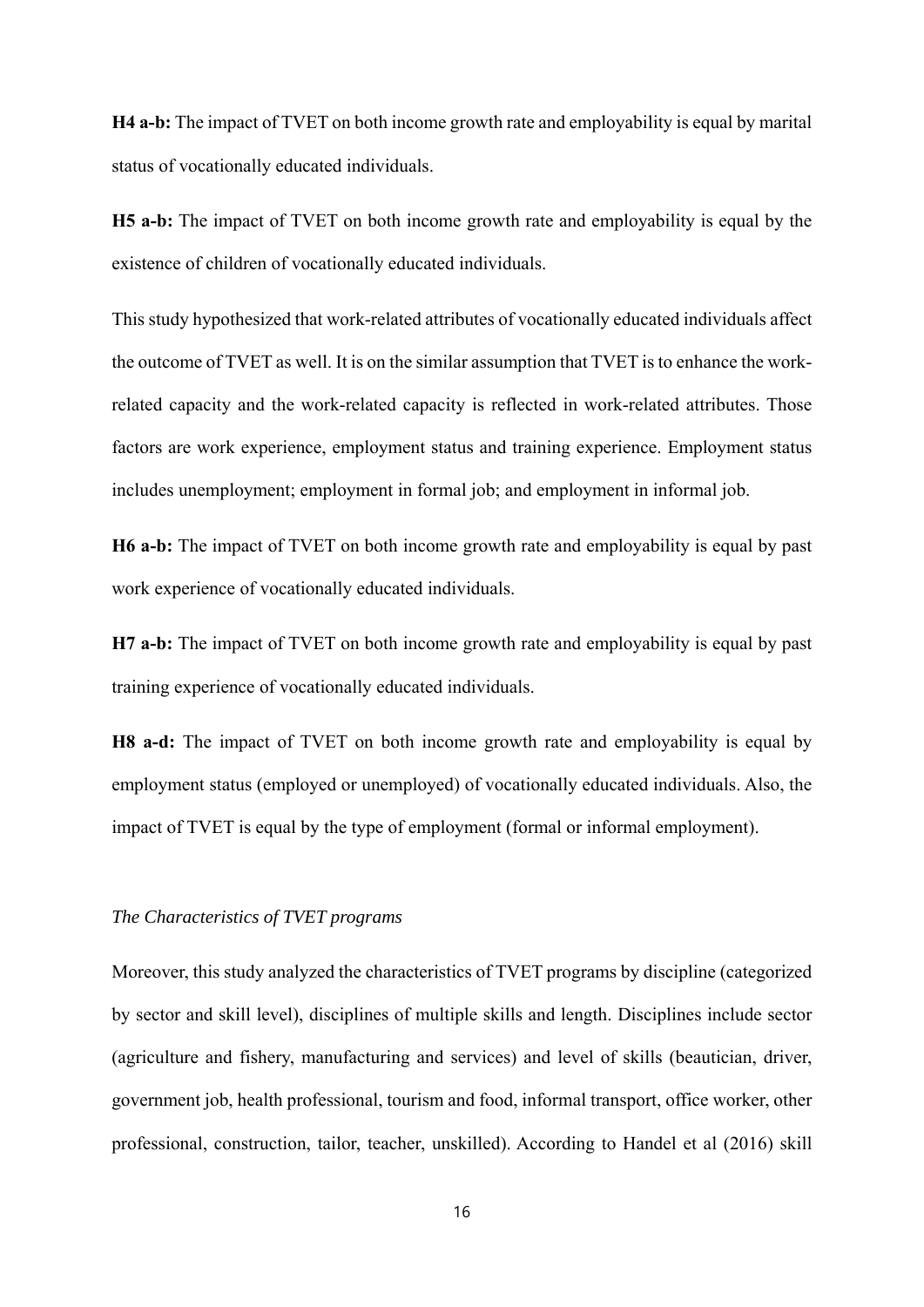**H4 a-b:** The impact of TVET on both income growth rate and employability is equal by marital status of vocationally educated individuals.

**H5 a-b:** The impact of TVET on both income growth rate and employability is equal by the existence of children of vocationally educated individuals.

This study hypothesized that work-related attributes of vocationally educated individuals affect the outcome of TVET as well. It is on the similar assumption that TVET is to enhance the work-related capacity and the work-related capacity is reflected in work-related attributes. Those factors are work experience, employment status and training experience. Employment status includes unemployment; employment in formal job; and employment in informal job.

**H6 a-b:** The impact of TVET on both income growth rate and employability is equal by past work experience of vocationally educated individuals.

**H7 a-b:** The impact of TVET on both income growth rate and employability is equal by past training experience of vocationally educated individuals.

**H8 a-d:** The impact of TVET on both income growth rate and employability is equal by employment status (employed or unemployed) of vocationally educated individuals. Also, the impact of TVET is equal by the type of employment (formal or informal employment).

*The Characteristics of TVET programs*

Moreover, this study analyzed the characteristics of TVET programs by discipline (categorized by sector and skill level), disciplines of multiple skills and length. Disciplines include sector (agriculture and fishery, manufacturing and services) and level of skills (beautician, driver, government job, health professional, tourism and food, informal transport, office worker, other professional, construction, tailor, teacher, unskilled). According to Handel et al (2016) skill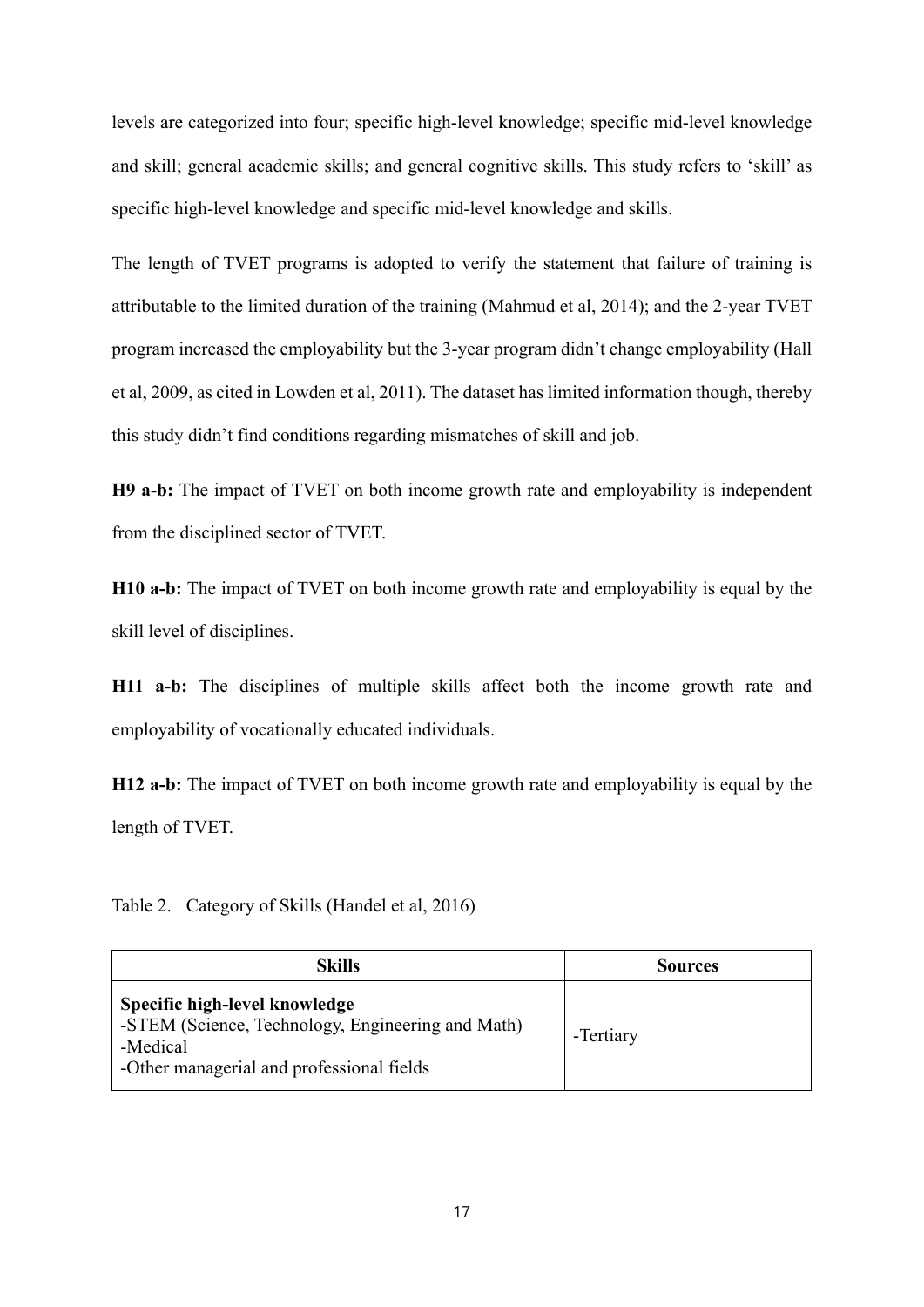levels are categorized into four; specific high-level knowledge; specific mid-level knowledge and skill; general academic skills; and general cognitive skills. This study refers to 'skill' as specific high-level knowledge and specific mid-level knowledge and skills.

The length of TVET programs is adopted to verify the statement that failure of training is attributable to the limited duration of the training (Mahmud et al, 2014); and the 2-year TVET program increased the employability but the 3-year program didn't change employability (Hall et al, 2009, as cited in Lowden et al, 2011). The dataset has limited information though, thereby this study didn't find conditions regarding mismatches of skill and job.

**H9 a-b:** The impact of TVET on both income growth rate and employability is independent from the disciplined sector of TVET.

**H10 a-b:** The impact of TVET on both income growth rate and employability is equal by the skill level of disciplines.

**H11 a-b:** The disciplines of multiple skills affect both the income growth rate and employability of vocationally educated individuals.

**H12 a-b:** The impact of TVET on both income growth rate and employability is equal by the length of TVET.

Table 2. Category of Skills (Handel et al, 2016)

| Skills | Sources |
| --- | --- |
| **Specific high-level knowledge**<br>-STEM (Science, Technology, Engineering and Math)<br>-Medical<br>-Other managerial and professional fields | -Tertiary |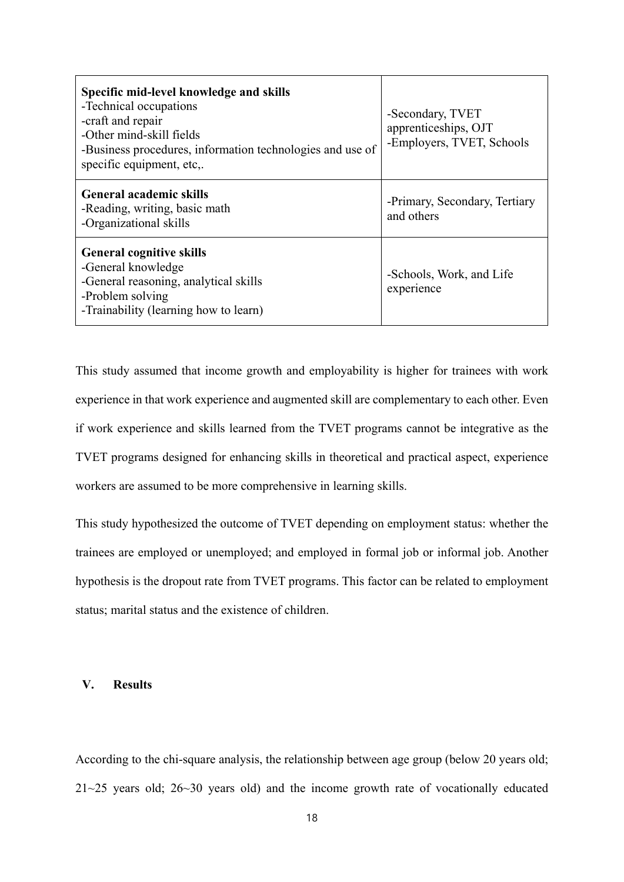| Specific mid-level knowledge and skills<br>-Technical occupations<br>-craft and repair<br>-Other mind-skill fields<br>-Business procedures, information technologies and use of specific equipment, etc,. | -Secondary, TVET apprenticeships, OJT<br>-Employers, TVET, Schools |
|---|---|
| **General academic skills**<br>-Reading, writing, basic math<br>-Organizational skills | -Primary, Secondary, Tertiary and others |
| **General cognitive skills**<br>-General knowledge<br>-General reasoning, analytical skills<br>-Problem solving<br>-Trainability (learning how to learn) | -Schools, Work, and Life experience |

This study assumed that income growth and employability is higher for trainees with work experience in that work experience and augmented skill are complementary to each other. Even if work experience and skills learned from the TVET programs cannot be integrative as the TVET programs designed for enhancing skills in theoretical and practical aspect, experience workers are assumed to be more comprehensive in learning skills.

This study hypothesized the outcome of TVET depending on employment status: whether the trainees are employed or unemployed; and employed in formal job or informal job. Another hypothesis is the dropout rate from TVET programs. This factor can be related to employment status; marital status and the existence of children.

## V. Results

According to the chi-square analysis, the relationship between age group (below 20 years old; 21~25 years old; 26~30 years old) and the income growth rate of vocationally educated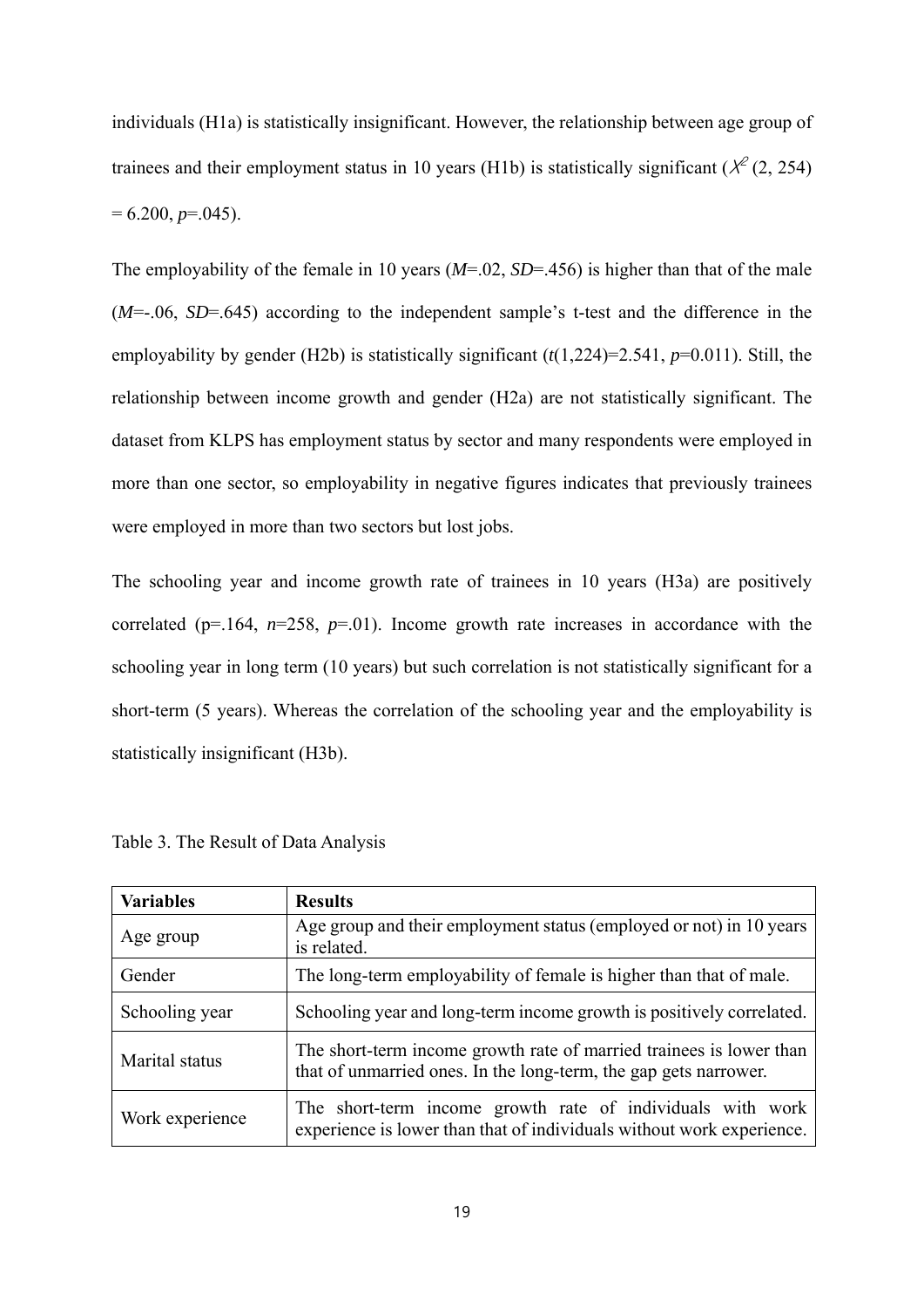individuals (H1a) is statistically insignificant. However, the relationship between age group of trainees and their employment status in 10 years (H1b) is statistically significant ($\chi^2$ (2, 254) = 6.200, *p*=.045).

The employability of the female in 10 years (*M*=.02, *SD*=.456) is higher than that of the male (*M*=-.06, *SD*=.645) according to the independent sample's t-test and the difference in the employability by gender (H2b) is statistically significant ($t$(1,224)=2.541, *p*=0.011). Still, the relationship between income growth and gender (H2a) are not statistically significant. The dataset from KLPS has employment status by sector and many respondents were employed in more than one sector, so employability in negative figures indicates that previously trainees were employed in more than two sectors but lost jobs.

The schooling year and income growth rate of trainees in 10 years (H3a) are positively correlated (p=.164, *n*=258, *p*=.01). Income growth rate increases in accordance with the schooling year in long term (10 years) but such correlation is not statistically significant for a short-term (5 years). Whereas the correlation of the schooling year and the employability is statistically insignificant (H3b).

Table 3. The Result of Data Analysis

| **Variables** | **Results** |
|---|---|
| Age group | Age group and their employment status (employed or not) in 10 years is related. |
| Gender | The long-term employability of female is higher than that of male. |
| Schooling year | Schooling year and long-term income growth is positively correlated. |
| Marital status | The short-term income growth rate of married trainees is lower than that of unmarried ones. In the long-term, the gap gets narrower. |
| Work experience | The short-term income growth rate of individuals with work experience is lower than that of individuals without work experience. |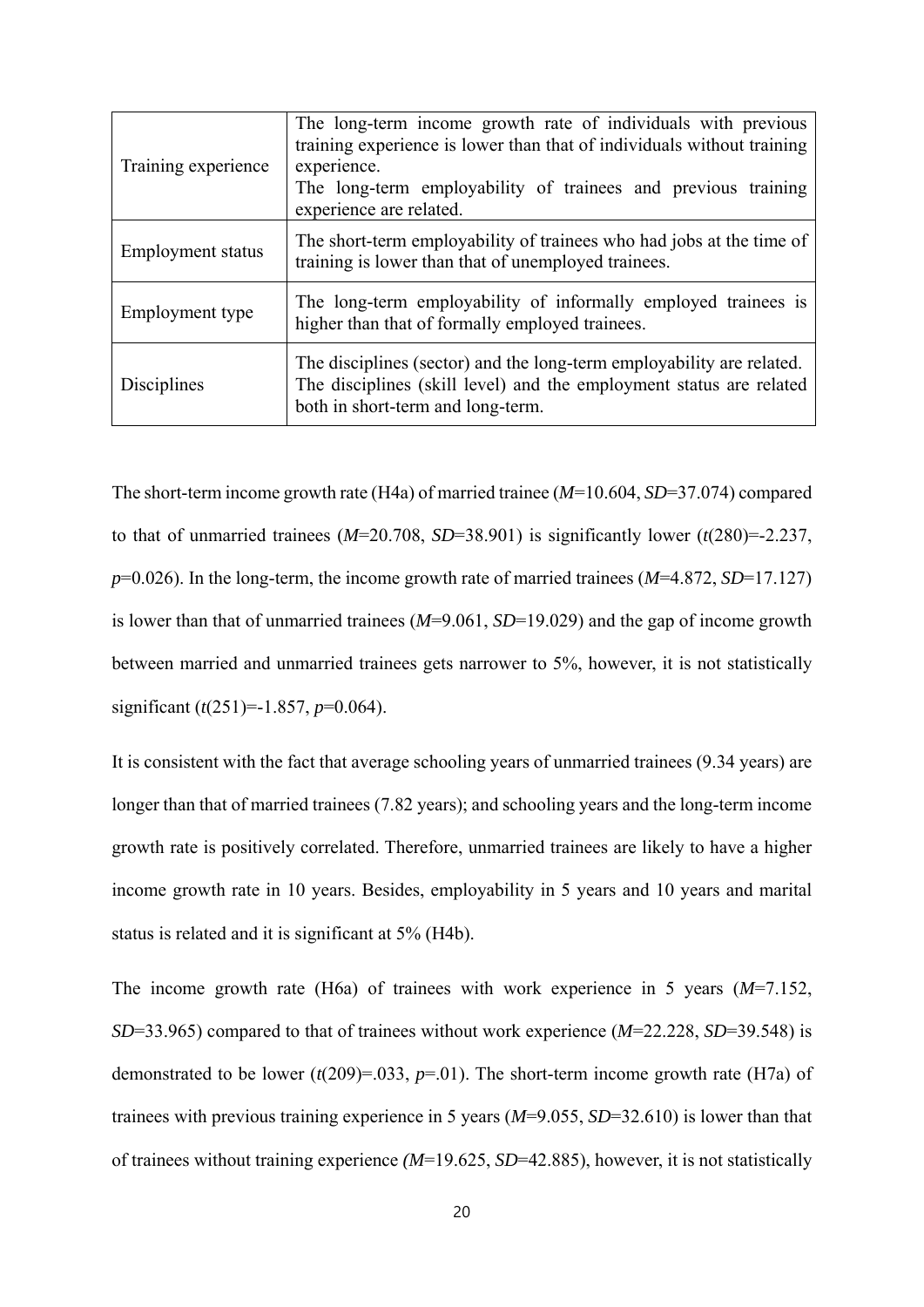| | |
|---|---|
| Training experience | The long-term income growth rate of individuals with previous training experience is lower than that of individuals without training experience.<br>The long-term employability of trainees and previous training experience are related. |
| Employment status | The short-term employability of trainees who had jobs at the time of training is lower than that of unemployed trainees. |
| Employment type | The long-term employability of informally employed trainees is higher than that of formally employed trainees. |
| Disciplines | The disciplines (sector) and the long-term employability are related. The disciplines (skill level) and the employment status are related both in short-term and long-term. |

The short-term income growth rate (H4a) of married trainee ($M$=10.604, $SD$=37.074) compared to that of unmarried trainees ($M$=20.708, $SD$=38.901) is significantly lower ($t(280)$=-2.237, $p$=0.026). In the long-term, the income growth rate of married trainees ($M$=4.872, $SD$=17.127) is lower than that of unmarried trainees ($M$=9.061, $SD$=19.029) and the gap of income growth between married and unmarried trainees gets narrower to 5%, however, it is not statistically significant ($t(251)$=-1.857, $p$=0.064).

It is consistent with the fact that average schooling years of unmarried trainees (9.34 years) are longer than that of married trainees (7.82 years); and schooling years and the long-term income growth rate is positively correlated. Therefore, unmarried trainees are likely to have a higher income growth rate in 10 years. Besides, employability in 5 years and 10 years and marital status is related and it is significant at 5% (H4b).

The income growth rate (H6a) of trainees with work experience in 5 years ($M$=7.152, $SD$=33.965) compared to that of trainees without work experience ($M$=22.228, $SD$=39.548) is demonstrated to be lower ($t(209)$=.033, $p$=.01). The short-term income growth rate (H7a) of trainees with previous training experience in 5 years ($M$=9.055, $SD$=32.610) is lower than that of trainees without training experience ($M$=19.625, $SD$=42.885), however, it is not statistically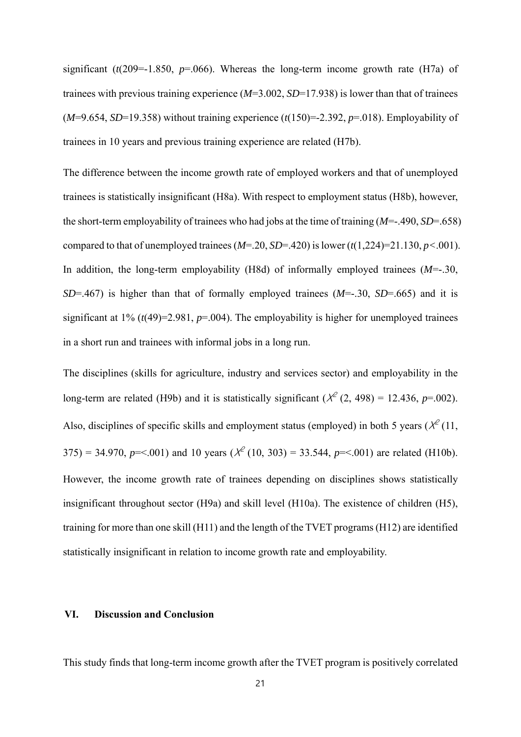significant ($t$(209=-1.850, $p$=.066). Whereas the long-term income growth rate (H7a) of trainees with previous training experience ($M$=3.002, $SD$=17.938) is lower than that of trainees ($M$=9.654, $SD$=19.358) without training experience ($t$(150)=-2.392, $p$=.018). Employability of trainees in 10 years and previous training experience are related (H7b).

The difference between the income growth rate of employed workers and that of unemployed trainees is statistically insignificant (H8a). With respect to employment status (H8b), however, the short-term employability of trainees who had jobs at the time of training ($M$=-.490, $SD$=.658) compared to that of unemployed trainees ($M$=.20, $SD$=.420) is lower ($t$(1,224)=21.130, $p$<.001). In addition, the long-term employability (H8d) of informally employed trainees ($M$=-.30, $SD$=.467) is higher than that of formally employed trainees ($M$=-.30, $SD$=.665) and it is significant at 1% ($t$(49)=2.981, $p$=.004). The employability is higher for unemployed trainees in a short run and trainees with informal jobs in a long run.

The disciplines (skills for agriculture, industry and services sector) and employability in the long-term are related (H9b) and it is statistically significant ($\chi^2$ (2, 498) = 12.436, $p$=.002). Also, disciplines of specific skills and employment status (employed) in both 5 years ($\chi^2$ (11, 375) = 34.970, $p$=<.001) and 10 years ($\chi^2$ (10, 303) = 33.544, $p$=<.001) are related (H10b). However, the income growth rate of trainees depending on disciplines shows statistically insignificant throughout sector (H9a) and skill level (H10a). The existence of children (H5), training for more than one skill (H11) and the length of the TVET programs (H12) are identified statistically insignificant in relation to income growth rate and employability.

## VI. Discussion and Conclusion

This study finds that long-term income growth after the TVET program is positively correlated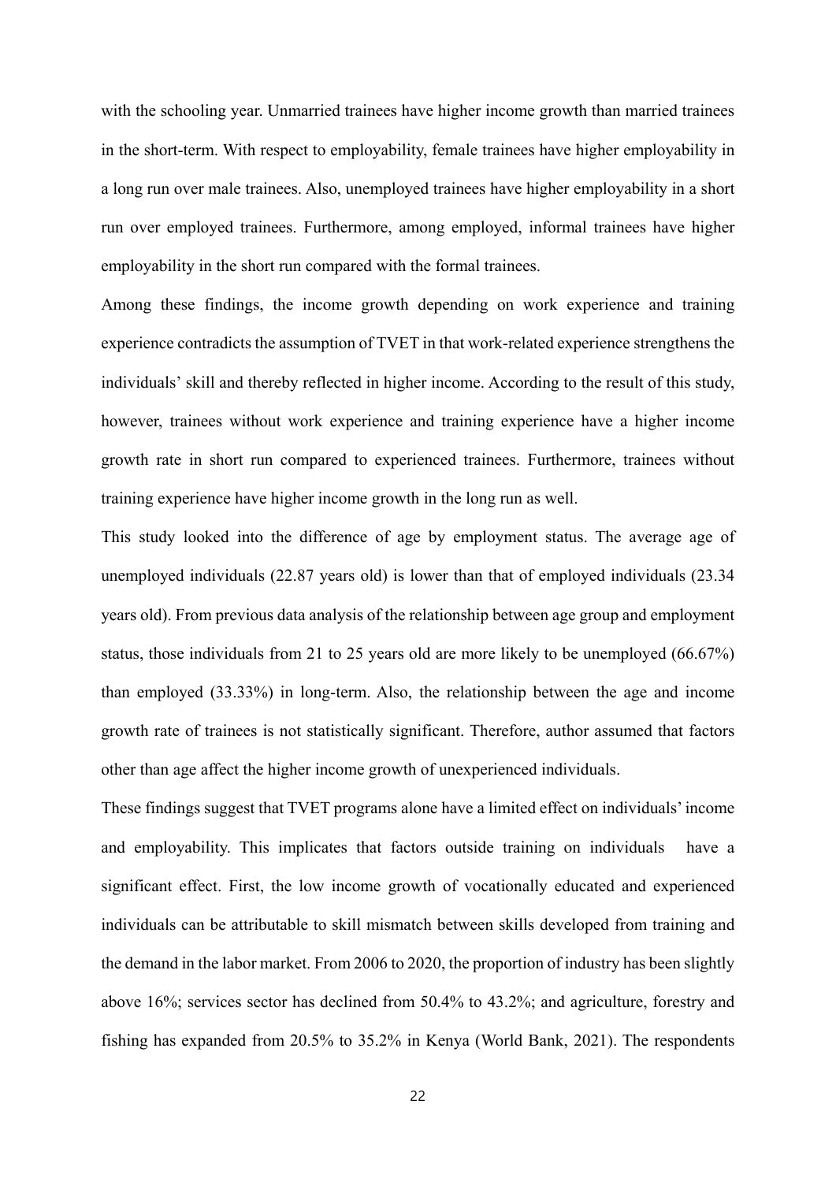with the schooling year. Unmarried trainees have higher income growth than married trainees in the short-term. With respect to employability, female trainees have higher employability in a long run over male trainees. Also, unemployed trainees have higher employability in a short run over employed trainees. Furthermore, among employed, informal trainees have higher employability in the short run compared with the formal trainees.

Among these findings, the income growth depending on work experience and training experience contradicts the assumption of TVET in that work-related experience strengthens the individuals' skill and thereby reflected in higher income. According to the result of this study, however, trainees without work experience and training experience have a higher income growth rate in short run compared to experienced trainees. Furthermore, trainees without training experience have higher income growth in the long run as well.

This study looked into the difference of age by employment status. The average age of unemployed individuals (22.87 years old) is lower than that of employed individuals (23.34 years old). From previous data analysis of the relationship between age group and employment status, those individuals from 21 to 25 years old are more likely to be unemployed (66.67%) than employed (33.33%) in long-term. Also, the relationship between the age and income growth rate of trainees is not statistically significant. Therefore, author assumed that factors other than age affect the higher income growth of unexperienced individuals.

These findings suggest that TVET programs alone have a limited effect on individuals' income and employability. This implicates that factors outside training on individuals have a significant effect. First, the low income growth of vocationally educated and experienced individuals can be attributable to skill mismatch between skills developed from training and the demand in the labor market. From 2006 to 2020, the proportion of industry has been slightly above 16%; services sector has declined from 50.4% to 43.2%; and agriculture, forestry and fishing has expanded from 20.5% to 35.2% in Kenya (World Bank, 2021). The respondents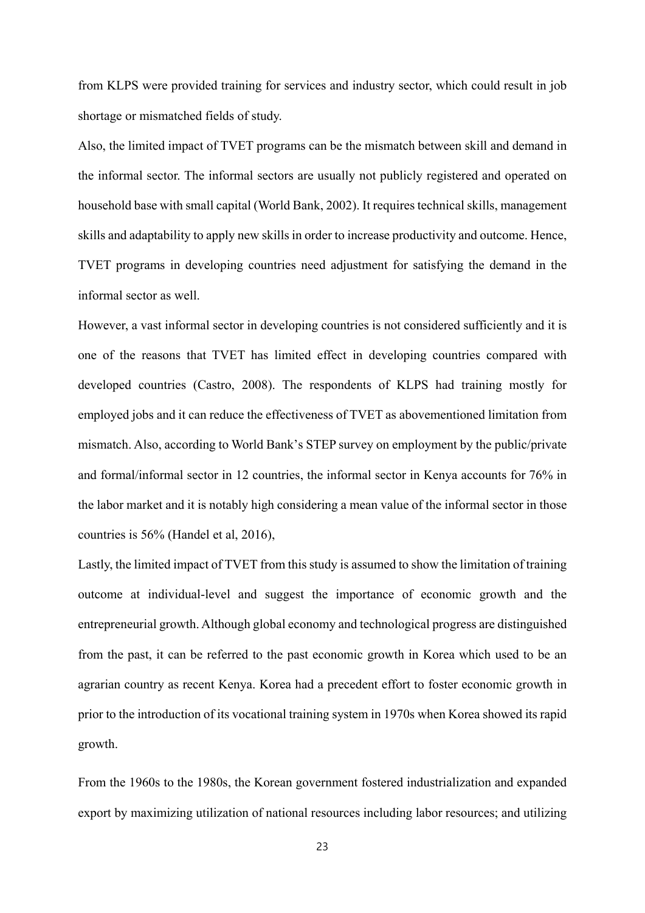from KLPS were provided training for services and industry sector, which could result in job shortage or mismatched fields of study.

Also, the limited impact of TVET programs can be the mismatch between skill and demand in the informal sector. The informal sectors are usually not publicly registered and operated on household base with small capital (World Bank, 2002). It requires technical skills, management skills and adaptability to apply new skills in order to increase productivity and outcome. Hence, TVET programs in developing countries need adjustment for satisfying the demand in the informal sector as well.

However, a vast informal sector in developing countries is not considered sufficiently and it is one of the reasons that TVET has limited effect in developing countries compared with developed countries (Castro, 2008). The respondents of KLPS had training mostly for employed jobs and it can reduce the effectiveness of TVET as abovementioned limitation from mismatch. Also, according to World Bank's STEP survey on employment by the public/private and formal/informal sector in 12 countries, the informal sector in Kenya accounts for 76% in the labor market and it is notably high considering a mean value of the informal sector in those countries is 56% (Handel et al, 2016),

Lastly, the limited impact of TVET from this study is assumed to show the limitation of training outcome at individual-level and suggest the importance of economic growth and the entrepreneurial growth. Although global economy and technological progress are distinguished from the past, it can be referred to the past economic growth in Korea which used to be an agrarian country as recent Kenya. Korea had a precedent effort to foster economic growth in prior to the introduction of its vocational training system in 1970s when Korea showed its rapid growth.

From the 1960s to the 1980s, the Korean government fostered industrialization and expanded export by maximizing utilization of national resources including labor resources; and utilizing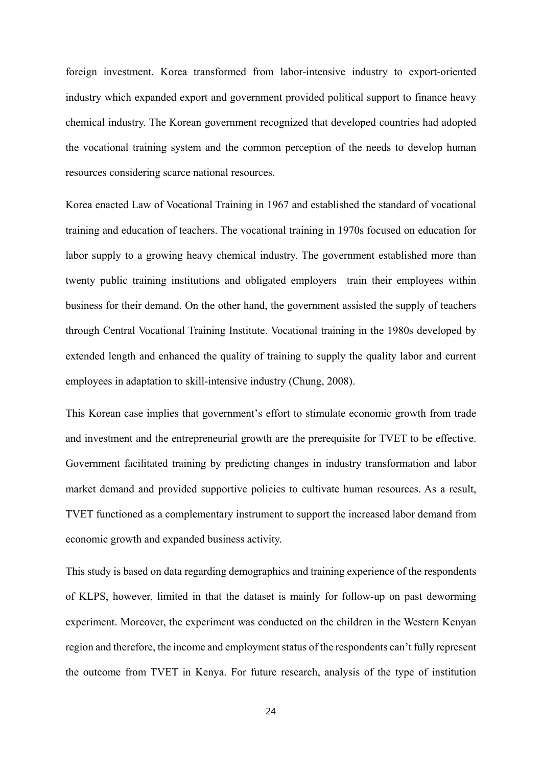foreign investment. Korea transformed from labor-intensive industry to export-oriented industry which expanded export and government provided political support to finance heavy chemical industry. The Korean government recognized that developed countries had adopted the vocational training system and the common perception of the needs to develop human resources considering scarce national resources.

Korea enacted Law of Vocational Training in 1967 and established the standard of vocational training and education of teachers. The vocational training in 1970s focused on education for labor supply to a growing heavy chemical industry. The government established more than twenty public training institutions and obligated employers train their employees within business for their demand. On the other hand, the government assisted the supply of teachers through Central Vocational Training Institute. Vocational training in the 1980s developed by extended length and enhanced the quality of training to supply the quality labor and current employees in adaptation to skill-intensive industry (Chung, 2008).

This Korean case implies that government's effort to stimulate economic growth from trade and investment and the entrepreneurial growth are the prerequisite for TVET to be effective. Government facilitated training by predicting changes in industry transformation and labor market demand and provided supportive policies to cultivate human resources. As a result, TVET functioned as a complementary instrument to support the increased labor demand from economic growth and expanded business activity.

This study is based on data regarding demographics and training experience of the respondents of KLPS, however, limited in that the dataset is mainly for follow-up on past deworming experiment. Moreover, the experiment was conducted on the children in the Western Kenyan region and therefore, the income and employment status of the respondents can't fully represent the outcome from TVET in Kenya. For future research, analysis of the type of institution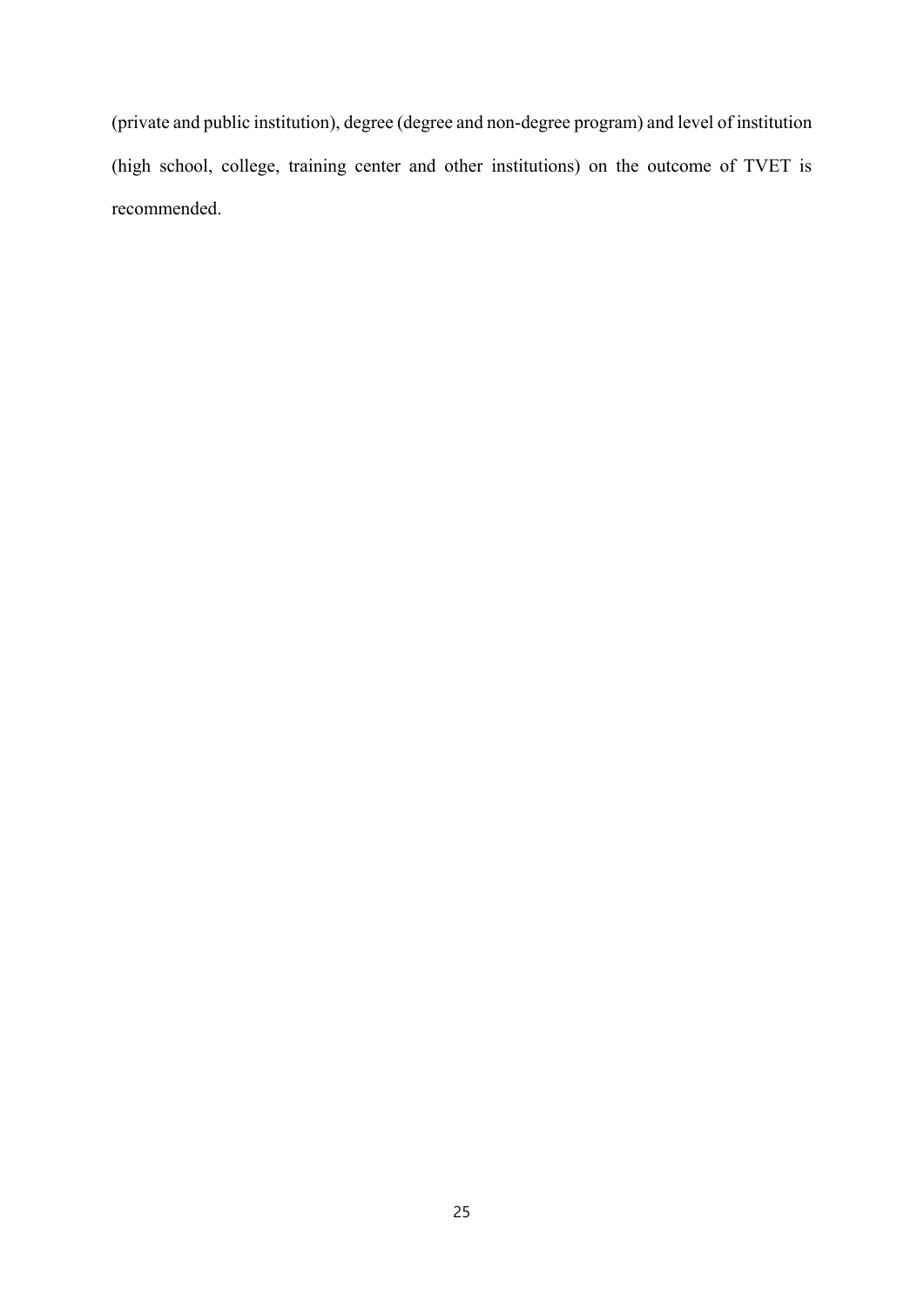(private and public institution), degree (degree and non-degree program) and level of institution (high school, college, training center and other institutions) on the outcome of TVET is recommended.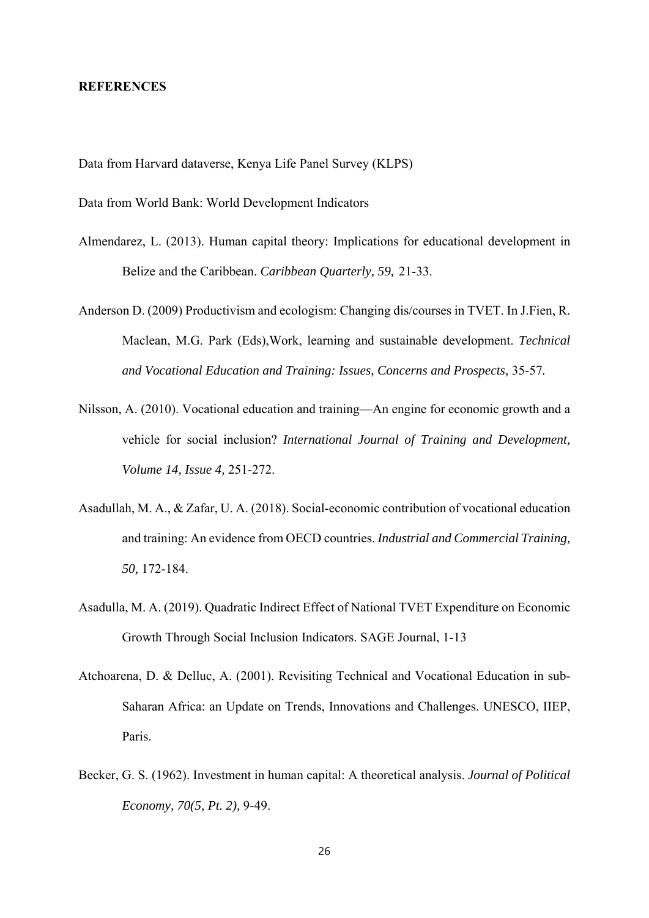**REFERENCES**

Data from Harvard dataverse, Kenya Life Panel Survey (KLPS)

Data from World Bank: World Development Indicators

Almendarez, L. (2013). Human capital theory: Implications for educational development in Belize and the Caribbean. *Caribbean Quarterly, 59,* 21-33.

Anderson D. (2009) Productivism and ecologism: Changing dis/courses in TVET. In J.Fien, R. Maclean, M.G. Park (Eds),Work, learning and sustainable development. *Technical and Vocational Education and Training: Issues, Concerns and Prospects*, 35-57*.*

Nilsson, A. (2010). Vocational education and training—An engine for economic growth and a vehicle for social inclusion? *International Journal of Training and Development, Volume 14, Issue 4,* 251-272.

Asadullah, M. A., & Zafar, U. A. (2018). Social-economic contribution of vocational education and training: An evidence from OECD countries. *Industrial and Commercial Training, 50,* 172-184.

Asadulla, M. A. (2019). Quadratic Indirect Effect of National TVET Expenditure on Economic Growth Through Social Inclusion Indicators. SAGE Journal, 1-13

Atchoarena, D. & Delluc, A. (2001). Revisiting Technical and Vocational Education in sub-Saharan Africa: an Update on Trends, Innovations and Challenges. UNESCO, IIEP, Paris.

Becker, G. S. (1962). Investment in human capital: A theoretical analysis. *Journal of Political Economy, 70(5, Pt. 2),* 9-49.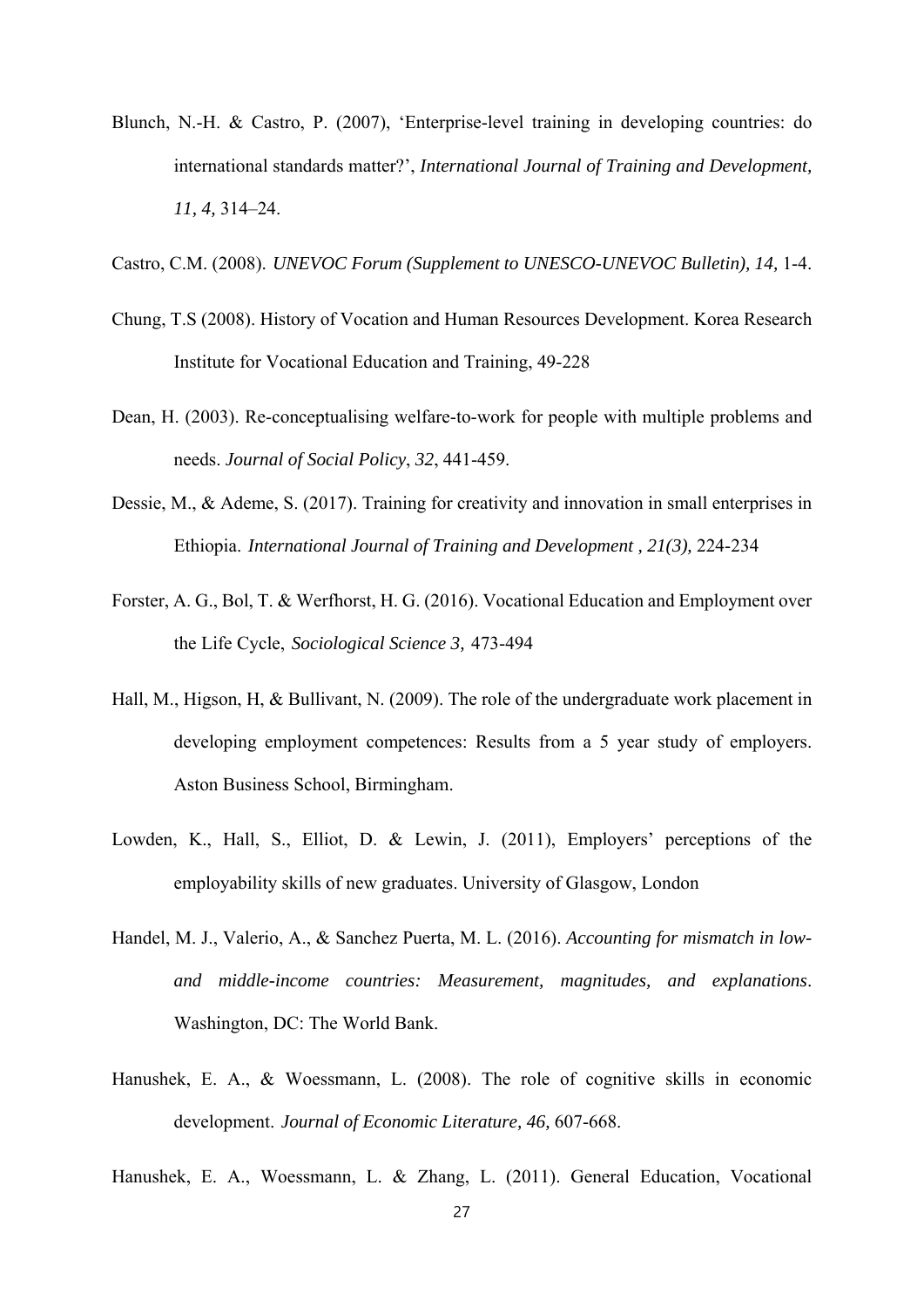Blunch, N.-H. & Castro, P. (2007), 'Enterprise-level training in developing countries: do international standards matter?', *International Journal of Training and Development, 11, 4,* 314–24.

Castro, C.M. (2008). *UNEVOC Forum (Supplement to UNESCO-UNEVOC Bulletin), 14,* 1-4.

Chung, T.S (2008). History of Vocation and Human Resources Development. Korea Research Institute for Vocational Education and Training, 49-228

Dean, H. (2003). Re-conceptualising welfare-to-work for people with multiple problems and needs. *Journal of Social Policy*, *32*, 441-459.

Dessie, M., & Ademe, S. (2017). Training for creativity and innovation in small enterprises in Ethiopia. *International Journal of Training and Development , 21(3),* 224-234

Forster, A. G., Bol, T. & Werfhorst, H. G. (2016). Vocational Education and Employment over the Life Cycle, *Sociological Science 3,* 473-494

Hall, M., Higson, H, & Bullivant, N. (2009). The role of the undergraduate work placement in developing employment competences: Results from a 5 year study of employers. Aston Business School, Birmingham.

Lowden, K., Hall, S., Elliot, D. & Lewin, J. (2011), Employers' perceptions of the employability skills of new graduates. University of Glasgow, London

Handel, M. J., Valerio, A., & Sanchez Puerta, M. L. (2016). *Accounting for mismatch in low- and middle-income countries: Measurement, magnitudes, and explanations*. Washington, DC: The World Bank.

Hanushek, E. A., & Woessmann, L. (2008). The role of cognitive skills in economic development. *Journal of Economic Literature, 46,* 607-668.

Hanushek, E. A., Woessmann, L. & Zhang, L. (2011). General Education, Vocational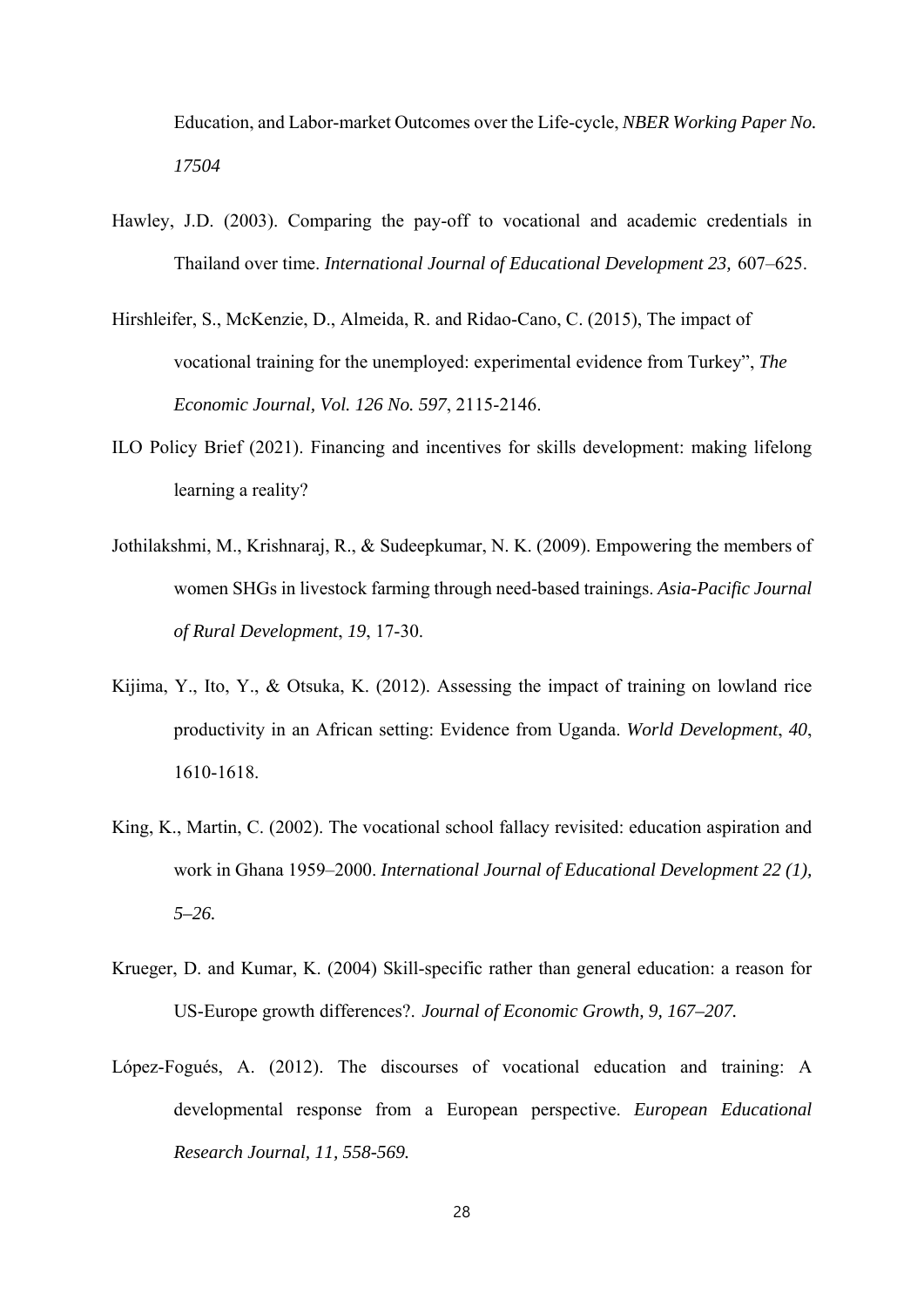Education, and Labor-market Outcomes over the Life-cycle, *NBER Working Paper No. 17504*

Hawley, J.D. (2003). Comparing the pay-off to vocational and academic credentials in Thailand over time. *International Journal of Educational Development 23,* 607–625.

Hirshleifer, S., McKenzie, D., Almeida, R. and Ridao-Cano, C. (2015), The impact of vocational training for the unemployed: experimental evidence from Turkey", *The Economic Journal, Vol. 126 No. 597*, 2115-2146.

ILO Policy Brief (2021). Financing and incentives for skills development: making lifelong learning a reality?

Jothilakshmi, M., Krishnaraj, R., & Sudeepkumar, N. K. (2009). Empowering the members of women SHGs in livestock farming through need-based trainings. *Asia-Pacific Journal of Rural Development*, *19*, 17-30.

Kijima, Y., Ito, Y., & Otsuka, K. (2012). Assessing the impact of training on lowland rice productivity in an African setting: Evidence from Uganda. *World Development*, *40*, 1610-1618.

King, K., Martin, C. (2002). The vocational school fallacy revisited: education aspiration and work in Ghana 1959–2000. *International Journal of Educational Development 22 (1), 5–26.*

Krueger, D. and Kumar, K. (2004) Skill-specific rather than general education: a reason for US-Europe growth differences?. *Journal of Economic Growth, 9, 167–207.*

López-Fogués, A. (2012). The discourses of vocational education and training: A developmental response from a European perspective. *European Educational Research Journal, 11, 558-569.*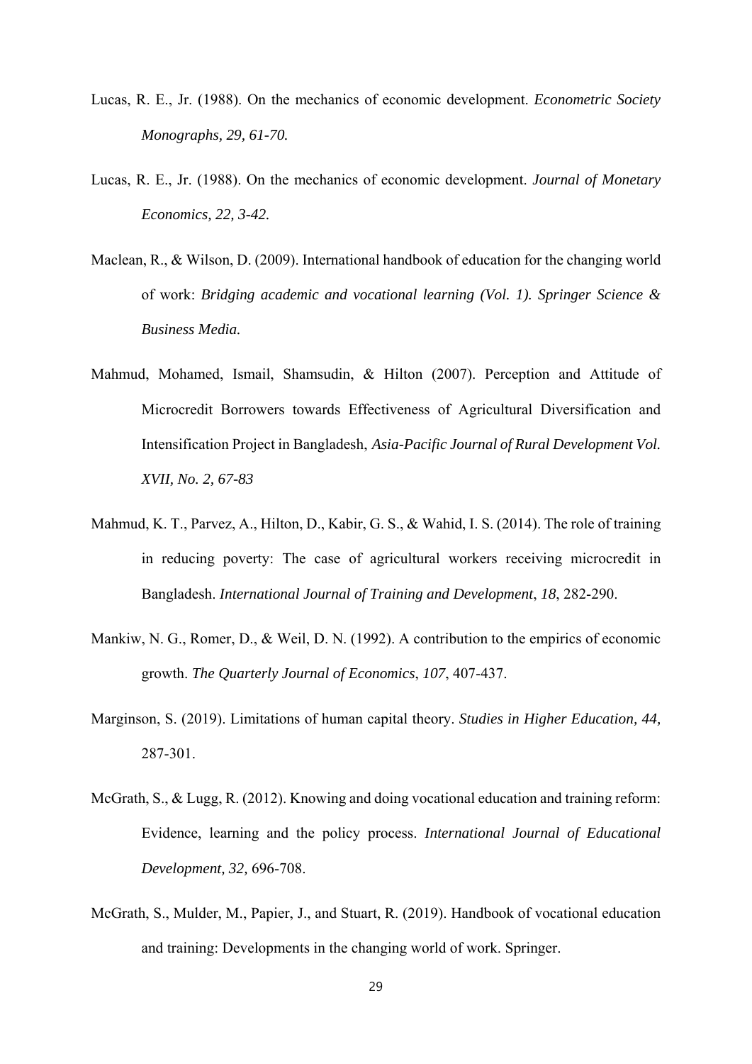Lucas, R. E., Jr. (1988). On the mechanics of economic development. *Econometric Society Monographs, 29, 61-70.*

Lucas, R. E., Jr. (1988). On the mechanics of economic development. *Journal of Monetary Economics, 22, 3-42.*

Maclean, R., & Wilson, D. (2009). International handbook of education for the changing world of work: *Bridging academic and vocational learning (Vol. 1). Springer Science & Business Media.*

Mahmud, Mohamed, Ismail, Shamsudin, & Hilton (2007). Perception and Attitude of Microcredit Borrowers towards Effectiveness of Agricultural Diversification and Intensification Project in Bangladesh, *Asia-Pacific Journal of Rural Development Vol. XVII, No. 2, 67-83*

Mahmud, K. T., Parvez, A., Hilton, D., Kabir, G. S., & Wahid, I. S. (2014). The role of training in reducing poverty: The case of agricultural workers receiving microcredit in Bangladesh. *International Journal of Training and Development*, *18*, 282-290.

Mankiw, N. G., Romer, D., & Weil, D. N. (1992). A contribution to the empirics of economic growth. *The Quarterly Journal of Economics*, *107*, 407-437.

Marginson, S. (2019). Limitations of human capital theory. *Studies in Higher Education, 44,* 287-301.

McGrath, S., & Lugg, R. (2012). Knowing and doing vocational education and training reform: Evidence, learning and the policy process. *International Journal of Educational Development, 32,* 696-708.

McGrath, S., Mulder, M., Papier, J., and Stuart, R. (2019). Handbook of vocational education and training: Developments in the changing world of work. Springer.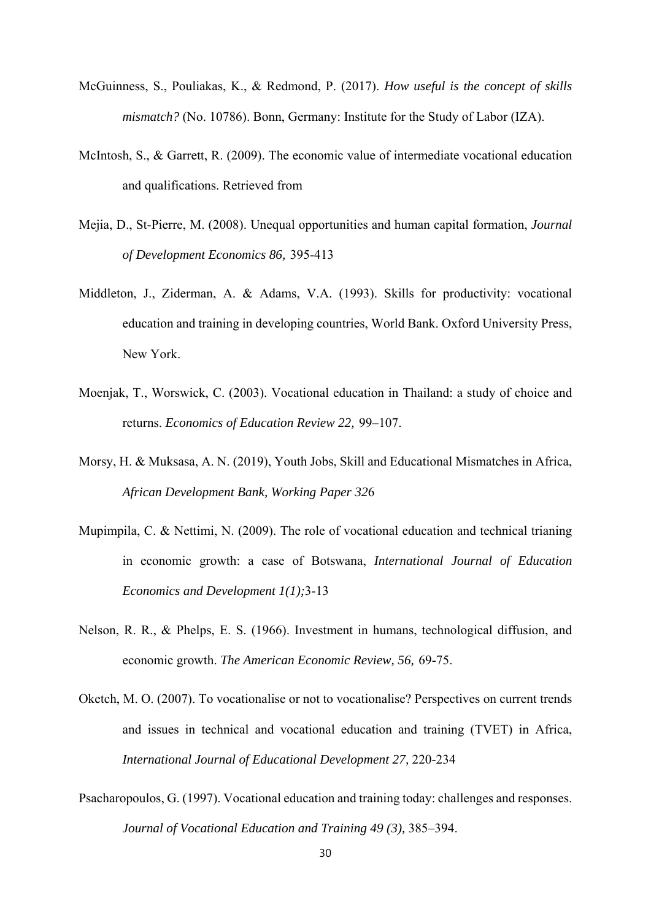McGuinness, S., Pouliakas, K., & Redmond, P. (2017). *How useful is the concept of skills mismatch?* (No. 10786). Bonn, Germany: Institute for the Study of Labor (IZA).

McIntosh, S., & Garrett, R. (2009). The economic value of intermediate vocational education and qualifications. Retrieved from

Mejia, D., St-Pierre, M. (2008). Unequal opportunities and human capital formation, *Journal of Development Economics 86,* 395-413

Middleton, J., Ziderman, A. & Adams, V.A. (1993). Skills for productivity: vocational education and training in developing countries, World Bank. Oxford University Press, New York.

Moenjak, T., Worswick, C. (2003). Vocational education in Thailand: a study of choice and returns. *Economics of Education Review 22,* 99–107.

Morsy, H. & Muksasa, A. N. (2019), Youth Jobs, Skill and Educational Mismatches in Africa, *African Development Bank, Working Paper 32*6

Mupimpila, C. & Nettimi, N. (2009). The role of vocational education and technical trianing in economic growth: a case of Botswana, *International Journal of Education Economics and Development 1(1);*3-13

Nelson, R. R., & Phelps, E. S. (1966). Investment in humans, technological diffusion, and economic growth. *The American Economic Review, 56,* 69-75.

Oketch, M. O. (2007). To vocationalise or not to vocationalise? Perspectives on current trends and issues in technical and vocational education and training (TVET) in Africa, *International Journal of Educational Development 27,* 220-234

Psacharopoulos, G. (1997). Vocational education and training today: challenges and responses. *Journal of Vocational Education and Training 49 (3),* 385–394.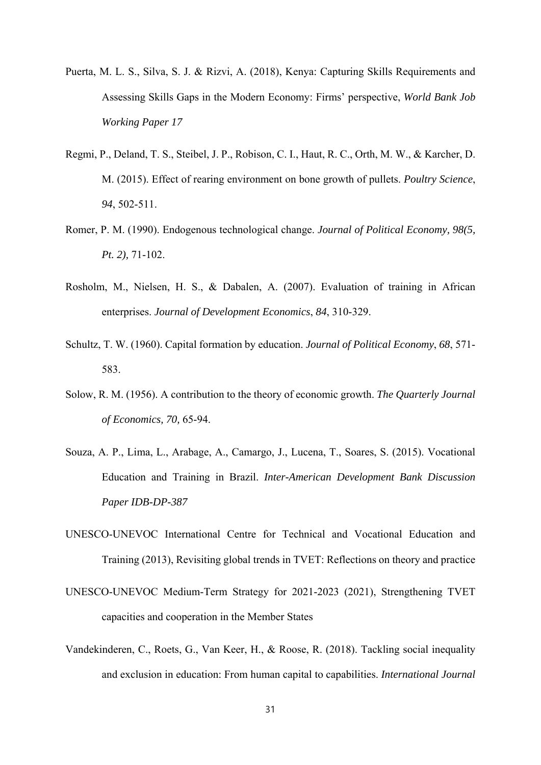Puerta, M. L. S., Silva, S. J. & Rizvi, A. (2018), Kenya: Capturing Skills Requirements and Assessing Skills Gaps in the Modern Economy: Firms' perspective, *World Bank Job Working Paper 17*

Regmi, P., Deland, T. S., Steibel, J. P., Robison, C. I., Haut, R. C., Orth, M. W., & Karcher, D. M. (2015). Effect of rearing environment on bone growth of pullets. *Poultry Science*, *94*, 502-511.

Romer, P. M. (1990). Endogenous technological change. *Journal of Political Economy, 98(5, Pt. 2),* 71-102.

Rosholm, M., Nielsen, H. S., & Dabalen, A. (2007). Evaluation of training in African enterprises. *Journal of Development Economics*, *84*, 310-329.

Schultz, T. W. (1960). Capital formation by education. *Journal of Political Economy*, *68*, 571-583.

Solow, R. M. (1956). A contribution to the theory of economic growth. *The Quarterly Journal of Economics, 70,* 65-94.

Souza, A. P., Lima, L., Arabage, A., Camargo, J., Lucena, T., Soares, S. (2015). Vocational Education and Training in Brazil. *Inter-American Development Bank Discussion Paper IDB-DP-387*

UNESCO-UNEVOC International Centre for Technical and Vocational Education and Training (2013), Revisiting global trends in TVET: Reflections on theory and practice

UNESCO-UNEVOC Medium-Term Strategy for 2021-2023 (2021), Strengthening TVET capacities and cooperation in the Member States

Vandekinderen, C., Roets, G., Van Keer, H., & Roose, R. (2018). Tackling social inequality and exclusion in education: From human capital to capabilities. *International Journal*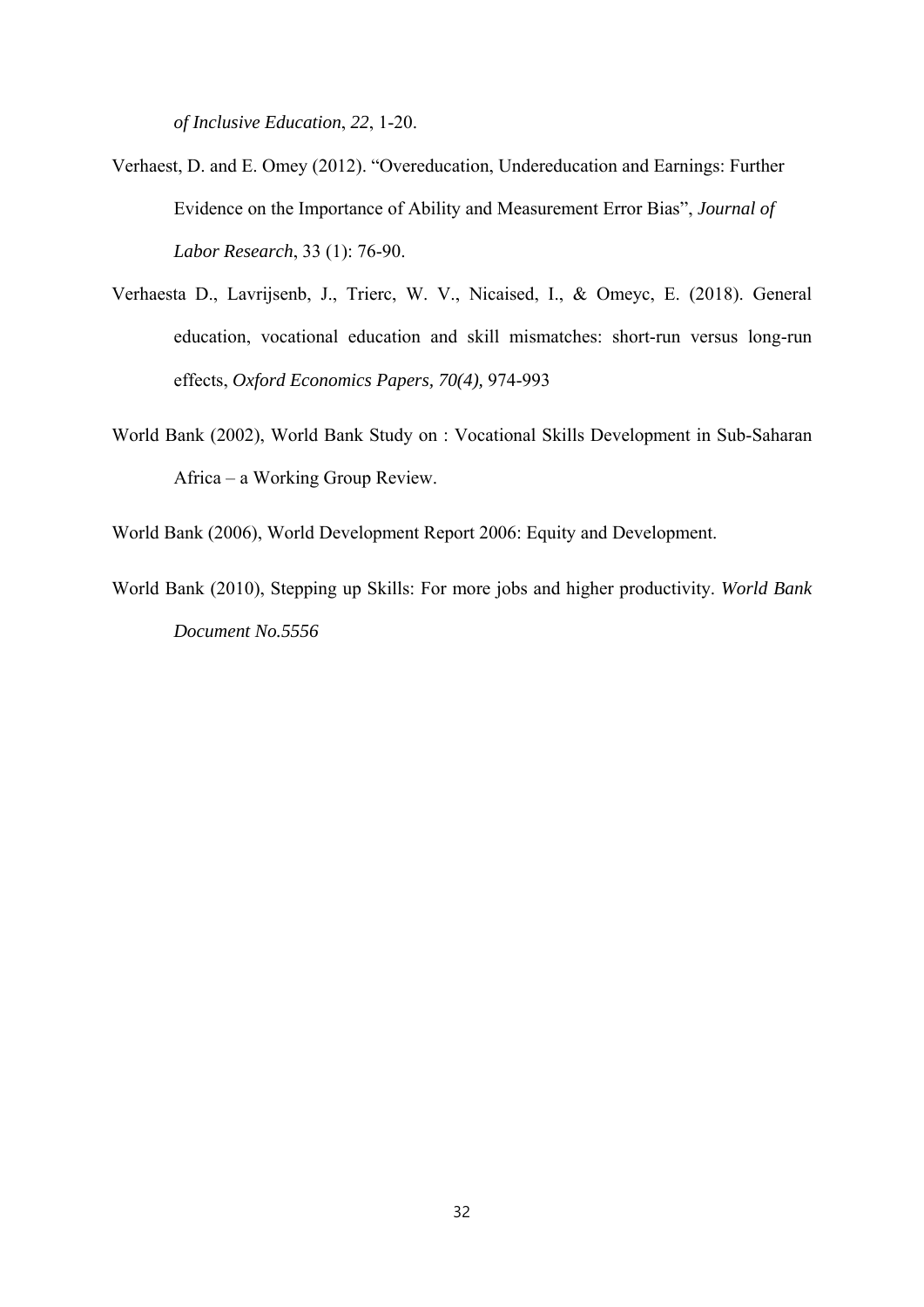*of Inclusive Education*, *22*, 1-20.

Verhaest, D. and E. Omey (2012). "Overeducation, Undereducation and Earnings: Further Evidence on the Importance of Ability and Measurement Error Bias", *Journal of Labor Research*, 33 (1): 76-90.

Verhaesta D., Lavrijsenb, J., Trierc, W. V., Nicaised, I., & Omeyc, E. (2018). General education, vocational education and skill mismatches: short-run versus long-run effects, *Oxford Economics Papers, 70(4),* 974-993

World Bank (2002), World Bank Study on : Vocational Skills Development in Sub-Saharan Africa – a Working Group Review.

World Bank (2006), World Development Report 2006: Equity and Development.

World Bank (2010), Stepping up Skills: For more jobs and higher productivity. *World Bank Document No.5556*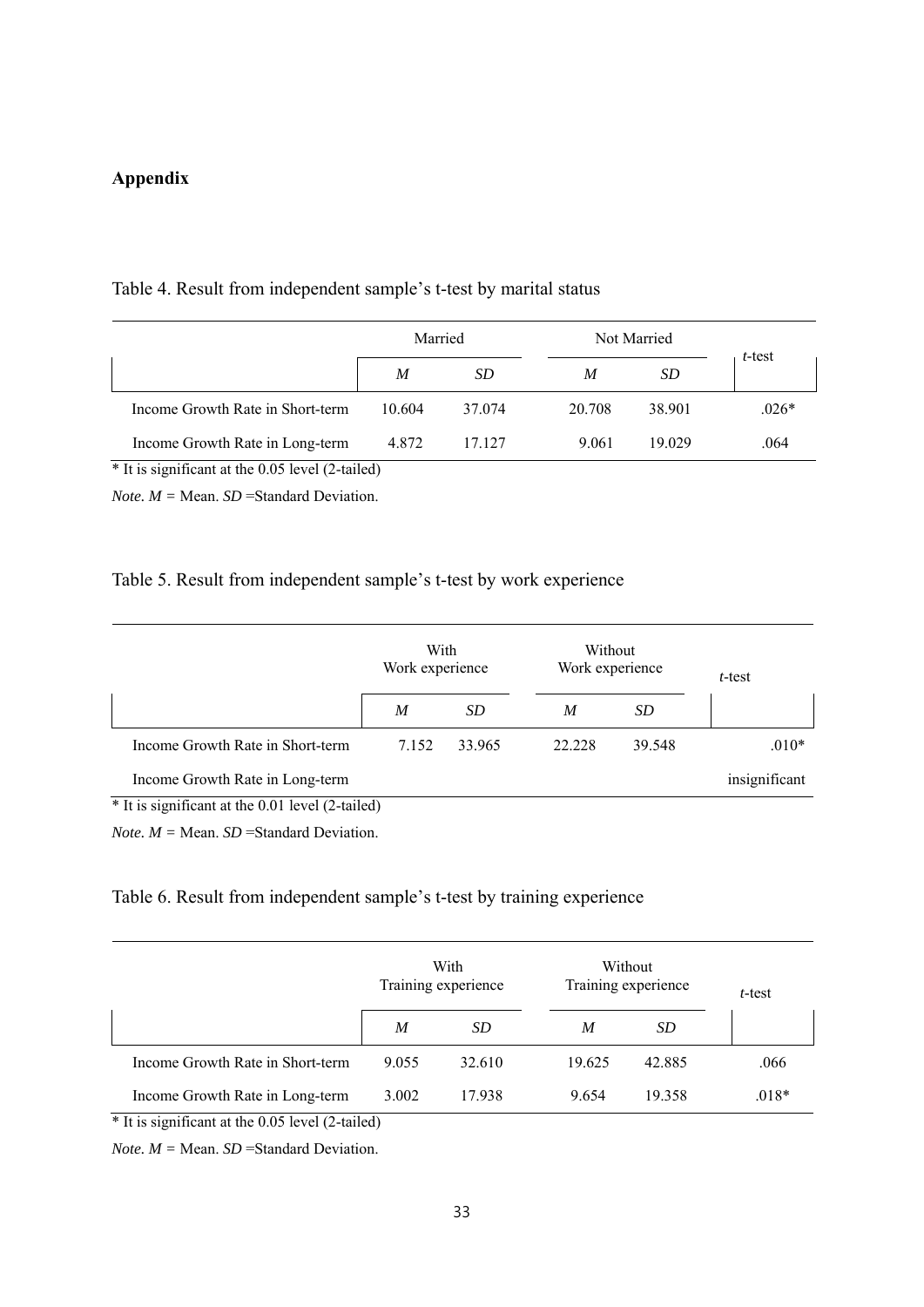## Appendix

Table 4. Result from independent sample's t-test by marital status

| | Married | | Not Married | | *t*-test |
|---|---|---|---|---|---|
| | *M* | *SD* | *M* | *SD* | |
| Income Growth Rate in Short-term | 10.604 | 37.074 | 20.708 | 38.901 | .026* |
| Income Growth Rate in Long-term | 4.872 | 17.127 | 9.061 | 19.029 | .064 |

* It is significant at the 0.05 level (2-tailed)

*Note. M* = Mean. *SD* =Standard Deviation.

Table 5. Result from independent sample's t-test by work experience

| | With Work experience | | Without Work experience | | *t*-test |
|---|---|---|---|---|---|
| | *M* | *SD* | *M* | *SD* | |
| Income Growth Rate in Short-term | 7.152 | 33.965 | 22.228 | 39.548 | .010* |
| Income Growth Rate in Long-term | | | | | insignificant |

* It is significant at the 0.01 level (2-tailed)

*Note. M* = Mean. *SD* =Standard Deviation.

Table 6. Result from independent sample's t-test by training experience

| | With Training experience | | Without Training experience | | *t*-test |
|---|---|---|---|---|---|
| | *M* | *SD* | *M* | *SD* | |
| Income Growth Rate in Short-term | 9.055 | 32.610 | 19.625 | 42.885 | .066 |
| Income Growth Rate in Long-term | 3.002 | 17.938 | 9.654 | 19.358 | .018* |

* It is significant at the 0.05 level (2-tailed)

*Note. M* = Mean. *SD* =Standard Deviation.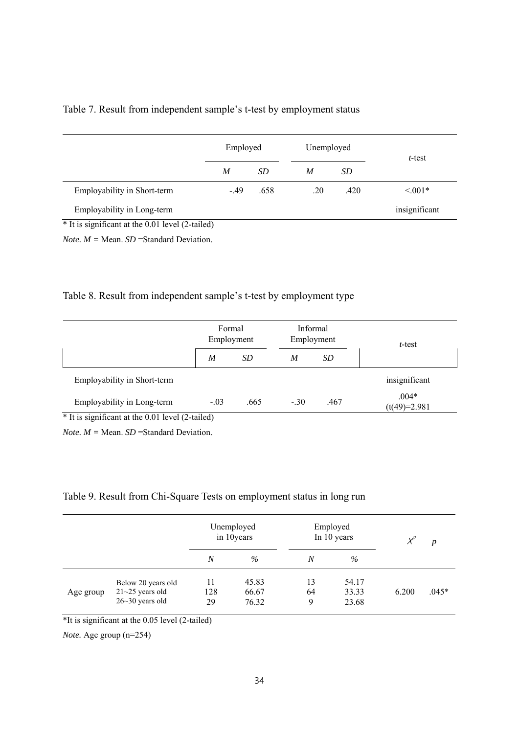Table 7. Result from independent sample's t-test by employment status

| | Employed | | Unemployed | | *t*-test |
|---|---|---|---|---|---|
| | *M* | *SD* | *M* | *SD* | |
| Employability in Short-term | -.49 | .658 | .20 | .420 | <.001* |
| Employability in Long-term | | | | | insignificant |

\* It is significant at the 0.01 level (2-tailed)

*Note. M* = Mean. *SD* =Standard Deviation.

Table 8. Result from independent sample's t-test by employment type

| | Formal Employment | | Informal Employment | | *t*-test |
|---|---|---|---|---|---|
| | *M* | *SD* | *M* | *SD* | |
| Employability in Short-term | | | | | insignificant |
| Employability in Long-term | -.03 | .665 | -.30 | .467 | .004* (t(49)=2.981 |

\* It is significant at the 0.01 level (2-tailed)

*Note. M* = Mean. *SD* =Standard Deviation.

Table 9. Result from Chi-Square Tests on employment status in long run

| | | Unemployed in 10years | | Employed In 10 years | | $X^2$ | *p* |
|---|---|---|---|---|---|---|---|
| | | *N* | *%* | *N* | *%* | | |
| Age group | Below 20 years old | 11 | 45.83 | 13 | 54.17 | 6.200 | .045* |
| | 21~25 years old | 128 | 66.67 | 64 | 33.33 | | |
| | 26~30 years old | 29 | 76.32 | 9 | 23.68 | | |

\*It is significant at the 0.05 level (2-tailed)

*Note.* Age group (n=254)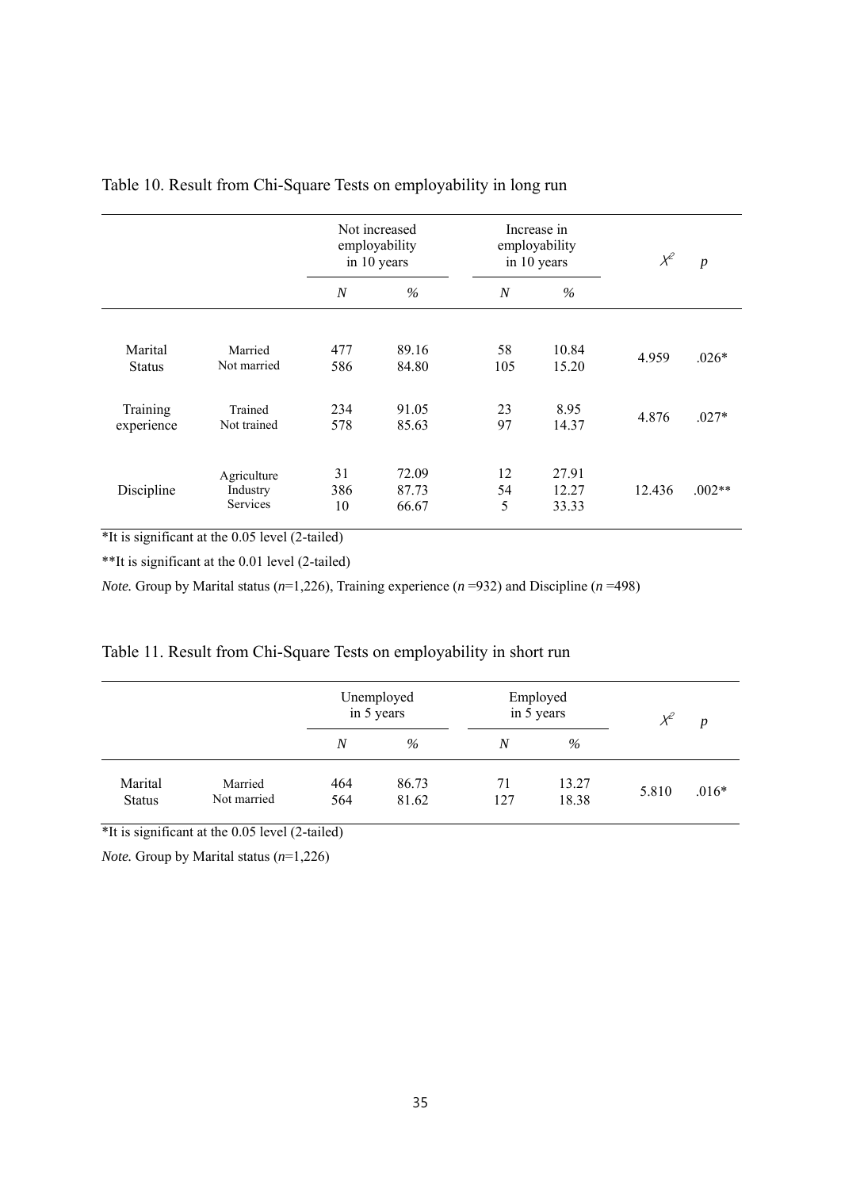Table 10. Result from Chi-Square Tests on employability in long run

| | | Not increased employability in 10 years | | Increase in employability in 10 years | | $\chi^2$ | $p$ |
|---|---|---|---|---|---|---|---|
| | | $N$ | % | $N$ | % | | |
| Marital Status | Married | 477 | 89.16 | 58 | 10.84 | 4.959 | .026* |
| | Not married | 586 | 84.80 | 105 | 15.20 | | |
| Training experience | Trained | 234 | 91.05 | 23 | 8.95 | 4.876 | .027* |
| | Not trained | 578 | 85.63 | 97 | 14.37 | | |
| Discipline | Agriculture | 31 | 72.09 | 12 | 27.91 | 12.436 | .002** |
| | Industry | 386 | 87.73 | 54 | 12.27 | | |
| | Services | 10 | 66.67 | 5 | 33.33 | | |

*It is significant at the 0.05 level (2-tailed)

**It is significant at the 0.01 level (2-tailed)

*Note.* Group by Marital status ($n$=1,226), Training experience ($n$ =932) and Discipline ($n$ =498)

Table 11. Result from Chi-Square Tests on employability in short run

| | | Unemployed in 5 years | | Employed in 5 years | | $\chi^2$ | $p$ |
|---|---|---|---|---|---|---|---|
| | | $N$ | % | $N$ | % | | |
| Marital Status | Married | 464 | 86.73 | 71 | 13.27 | 5.810 | .016* |
| | Not married | 564 | 81.62 | 127 | 18.38 | | |

*It is significant at the 0.05 level (2-tailed)

*Note.* Group by Marital status ($n$=1,226)